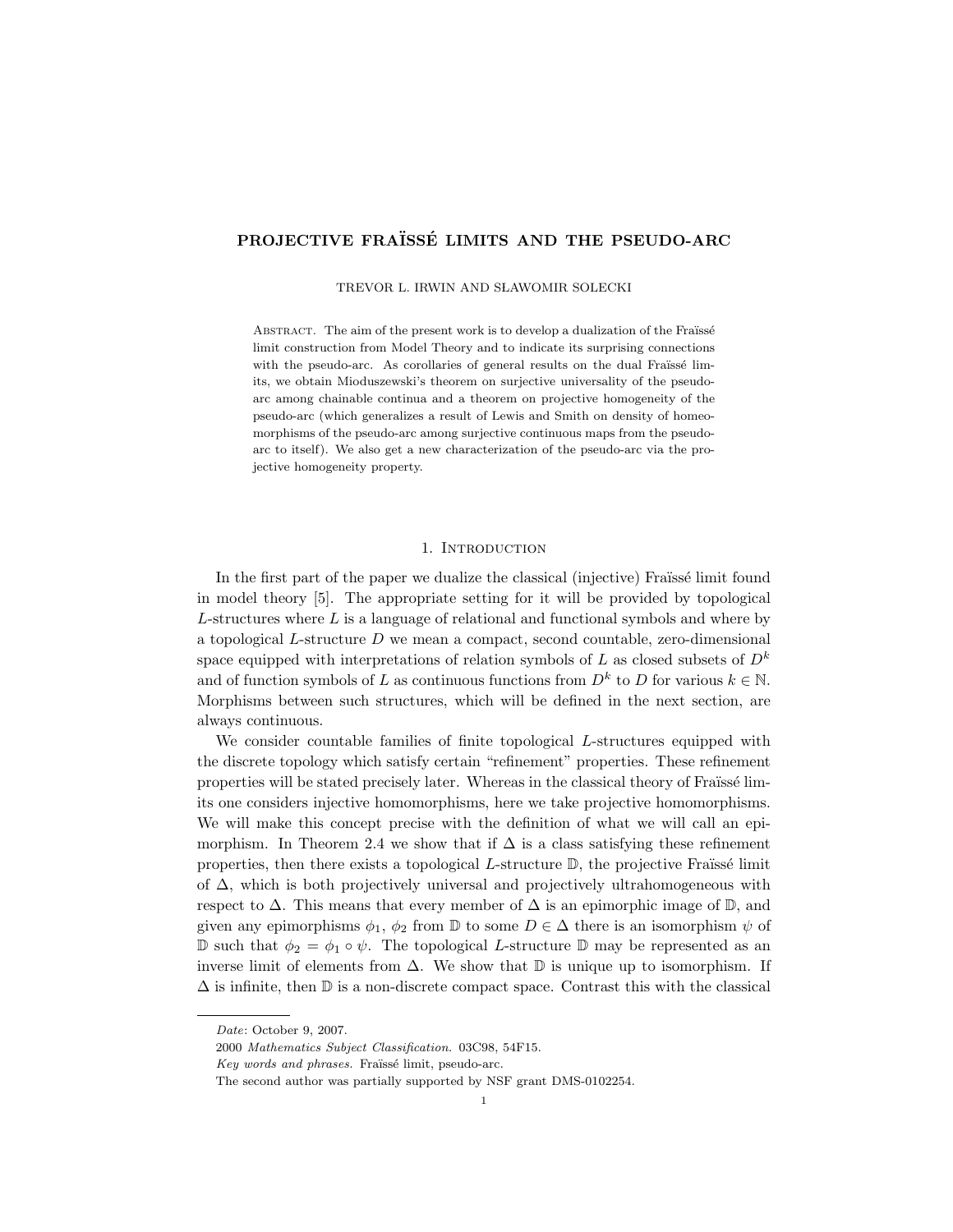# PROJECTIVE FRAÏSSÉ LIMITS AND THE PSEUDO-ARC

TREVOR L. IRWIN AND SLAWOMIR SOLECKI

ABSTRACT. The aim of the present work is to develop a dualization of the Fraïssé limit construction from Model Theory and to indicate its surprising connections with the pseudo-arc. As corollaries of general results on the dual Fraïssé limits, we obtain Mioduszewski's theorem on surjective universality of the pseudo-arc among chainable continua and a theorem on projective homogeneity of the pseudo-arc (which generalizes a result of Lewis and Smith on density of homeomorphisms of the pseudo-arc among surjective continuous maps from the pseudo-arc to itself). We also get a new characterization of the pseudo-arc via the projective homogeneity property.

## 1. INTRODUCTION

In the first part of the paper we dualize the classical (injective) Fraïssé limit found in model theory [5]. The appropriate setting for it will be provided by topological $L$-structures where $L$ is a language of relational and functional symbols and where by a topological $L$-structure $D$ we mean a compact, second countable, zero-dimensional space equipped with interpretations of relation symbols of $L$ as closed subsets of $D^k$ and of function symbols of $L$ as continuous functions from $D^k$ to $D$ for various $k \in \mathbb{N}$. Morphisms between such structures, which will be defined in the next section, are always continuous.

We consider countable families of finite topological $L$-structures equipped with the discrete topology which satisfy certain "refinement" properties. These refinement properties will be stated precisely later. Whereas in the classical theory of Fraïssé limits one considers injective homomorphisms, here we take projective homomorphisms. We will make this concept precise with the definition of what we will call an epimorphism. In Theorem 2.4 we show that if $\Delta$ is a class satisfying these refinement properties, then there exists a topological $L$-structure $\mathbb{D}$, the projective Fraïssé limit of $\Delta$, which is both projectively universal and projectively ultrahomogeneous with respect to $\Delta$. This means that every member of $\Delta$ is an epimorphic image of $\mathbb{D}$, and given any epimorphisms $\phi_1$, $\phi_2$ from $\mathbb{D}$ to some $D \in \Delta$ there is an isomorphism $\psi$ of $\mathbb{D}$ such that $\phi_2 = \phi_1 \circ \psi$. The topological $L$-structure $\mathbb{D}$ may be represented as an inverse limit of elements from $\Delta$. We show that $\mathbb{D}$ is unique up to isomorphism. If $\Delta$ is infinite, then $\mathbb{D}$ is a non-discrete compact space. Contrast this with the classical

---

*Date*: October 9, 2007.

2000 *Mathematics Subject Classification.* 03C98, 54F15.

*Key words and phrases.* Fraïssé limit, pseudo-arc.

The second author was partially supported by NSF grant DMS-0102254.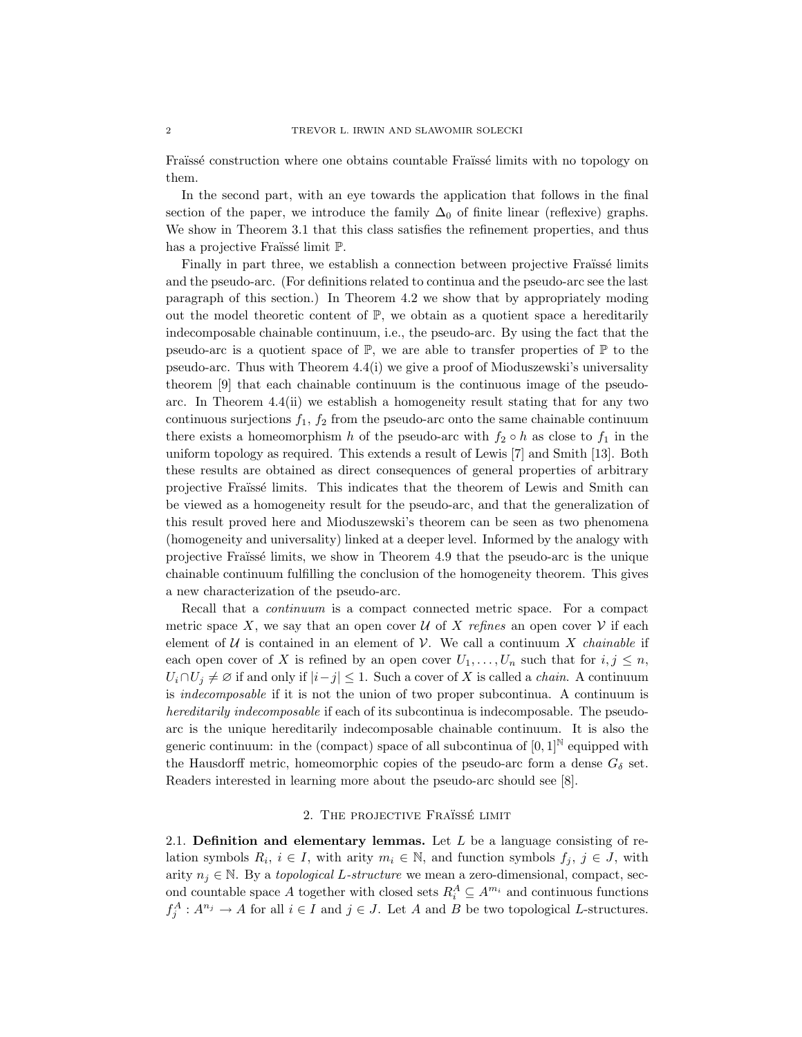Fraïssé construction where one obtains countable Fraïssé limits with no topology on them.

In the second part, with an eye towards the application that follows in the final section of the paper, we introduce the family $\Delta_0$ of finite linear (reflexive) graphs. We show in Theorem 3.1 that this class satisfies the refinement properties, and thus has a projective Fraïssé limit $\mathbb{P}$.

Finally in part three, we establish a connection between projective Fraïssé limits and the pseudo-arc. (For definitions related to continua and the pseudo-arc see the last paragraph of this section.) In Theorem 4.2 we show that by appropriately moding out the model theoretic content of $\mathbb{P}$, we obtain as a quotient space a hereditarily indecomposable chainable continuum, i.e., the pseudo-arc. By using the fact that the pseudo-arc is a quotient space of $\mathbb{P}$, we are able to transfer properties of $\mathbb{P}$ to the pseudo-arc. Thus with Theorem 4.4(i) we give a proof of Mioduszewski's universality theorem [9] that each chainable continuum is the continuous image of the pseudo-arc. In Theorem 4.4(ii) we establish a homogeneity result stating that for any two continuous surjections $f_1$, $f_2$ from the pseudo-arc onto the same chainable continuum there exists a homeomorphism $h$ of the pseudo-arc with $f_2 \circ h$ as close to $f_1$ in the uniform topology as required. This extends a result of Lewis [7] and Smith [13]. Both these results are obtained as direct consequences of general properties of arbitrary projective Fraïssé limits. This indicates that the theorem of Lewis and Smith can be viewed as a homogeneity result for the pseudo-arc, and that the generalization of this result proved here and Mioduszewski's theorem can be seen as two phenomena (homogeneity and universality) linked at a deeper level. Informed by the analogy with projective Fraïssé limits, we show in Theorem 4.9 that the pseudo-arc is the unique chainable continuum fulfilling the conclusion of the homogeneity theorem. This gives a new characterization of the pseudo-arc.

Recall that a *continuum* is a compact connected metric space. For a compact metric space $X$, we say that an open cover $\mathcal{U}$ of $X$ *refines* an open cover $\mathcal{V}$ if each element of $\mathcal{U}$ is contained in an element of $\mathcal{V}$. We call a continuum $X$ *chainable* if each open cover of $X$ is refined by an open cover $U_1, \ldots, U_n$ such that for $i, j \leq n$, $U_i \cap U_j \neq \varnothing$ if and only if $|i-j| \leq 1$. Such a cover of $X$ is called a *chain*. A continuum is *indecomposable* if it is not the union of two proper subcontinua. A continuum is *hereditarily indecomposable* if each of its subcontinua is indecomposable. The pseudo-arc is the unique hereditarily indecomposable chainable continuum. It is also the generic continuum: in the (compact) space of all subcontinua of $[0,1]^{\mathbb{N}}$ equipped with the Hausdorff metric, homeomorphic copies of the pseudo-arc form a dense $G_\delta$ set. Readers interested in learning more about the pseudo-arc should see [8].

## 2. The projective Fraïssé limit

**2.1. Definition and elementary lemmas.** Let $L$ be a language consisting of relation symbols $R_i$, $i \in I$, with arity $m_i \in \mathbb{N}$, and function symbols $f_j$, $j \in J$, with arity $n_j \in \mathbb{N}$. By a *topological $L$-structure* we mean a zero-dimensional, compact, second countable space $A$ together with closed sets $R_i^A \subseteq A^{m_i}$ and continuous functions $f_j^A : A^{n_j} \to A$ for all $i \in I$ and $j \in J$. Let $A$ and $B$ be two topological $L$-structures.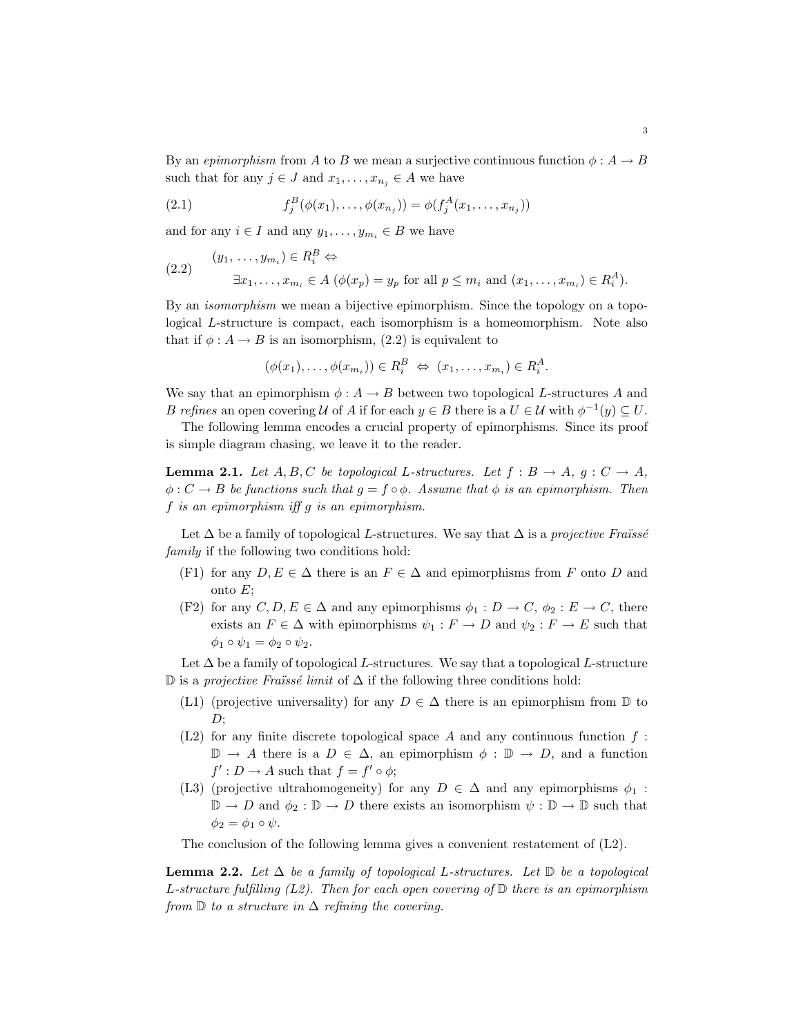By an *epimorphism* from $A$ to $B$ we mean a surjective continuous function $\phi : A \to B$ such that for any $j \in J$ and $x_1, \ldots, x_{n_j} \in A$ we have

$$f_j^B(\phi(x_1), \ldots, \phi(x_{n_j})) = \phi(f_j^A(x_1, \ldots, x_{n_j})) \tag{2.1}$$

and for any $i \in I$ and any $y_1, \ldots, y_{m_i} \in B$ we have

$$\begin{aligned}&(y_1, \ldots, y_{m_i}) \in R_i^B \Leftrightarrow \\ &\qquad \exists x_1, \ldots, x_{m_i} \in A \ (\phi(x_p) = y_p \text{ for all } p \leq m_i \text{ and } (x_1, \ldots, x_{m_i}) \in R_i^A).\end{aligned} \tag{2.2}$$

By an *isomorphism* we mean a bijective epimorphism. Since the topology on a topological $L$-structure is compact, each isomorphism is a homeomorphism. Note also that if $\phi : A \to B$ is an isomorphism, (2.2) is equivalent to

$$(\phi(x_1), \ldots, \phi(x_{m_i})) \in R_i^B \ \Leftrightarrow \ (x_1, \ldots, x_{m_i}) \in R_i^A.$$

We say that an epimorphism $\phi : A \to B$ between two topological $L$-structures $A$ and $B$ *refines* an open covering $\mathcal{U}$ of $A$ if for each $y \in B$ there is a $U \in \mathcal{U}$ with $\phi^{-1}(y) \subseteq U$.

The following lemma encodes a crucial property of epimorphisms. Since its proof is simple diagram chasing, we leave it to the reader.

**Lemma 2.1.** *Let $A, B, C$ be topological $L$-structures. Let $f : B \to A$, $g : C \to A$, $\phi : C \to B$ be functions such that $g = f \circ \phi$. Assume that $\phi$ is an epimorphism. Then $f$ is an epimorphism iff $g$ is an epimorphism.*

Let $\Delta$ be a family of topological $L$-structures. We say that $\Delta$ is a *projective Fraïssé family* if the following two conditions hold:

- (F1) for any $D, E \in \Delta$ there is an $F \in \Delta$ and epimorphisms from $F$ onto $D$ and onto $E$;
- (F2) for any $C, D, E \in \Delta$ and any epimorphisms $\phi_1 : D \to C$, $\phi_2 : E \to C$, there exists an $F \in \Delta$ with epimorphisms $\psi_1 : F \to D$ and $\psi_2 : F \to E$ such that $\phi_1 \circ \psi_1 = \phi_2 \circ \psi_2$.

Let $\Delta$ be a family of topological $L$-structures. We say that a topological $L$-structure $\mathbb{D}$ is a *projective Fraïssé limit* of $\Delta$ if the following three conditions hold:

- (L1) (projective universality) for any $D \in \Delta$ there is an epimorphism from $\mathbb{D}$ to $D$;
- (L2) for any finite discrete topological space $A$ and any continuous function $f : \mathbb{D} \to A$ there is a $D \in \Delta$, an epimorphism $\phi : \mathbb{D} \to D$, and a function $f' : D \to A$ such that $f = f' \circ \phi$;
- (L3) (projective ultrahomogeneity) for any $D \in \Delta$ and any epimorphisms $\phi_1 : \mathbb{D} \to D$ and $\phi_2 : \mathbb{D} \to D$ there exists an isomorphism $\psi : \mathbb{D} \to \mathbb{D}$ such that $\phi_2 = \phi_1 \circ \psi$.

The conclusion of the following lemma gives a convenient restatement of (L2).

**Lemma 2.2.** *Let $\Delta$ be a family of topological $L$-structures. Let $\mathbb{D}$ be a topological $L$-structure fulfilling (L2). Then for each open covering of $\mathbb{D}$ there is an epimorphism from $\mathbb{D}$ to a structure in $\Delta$ refining the covering.*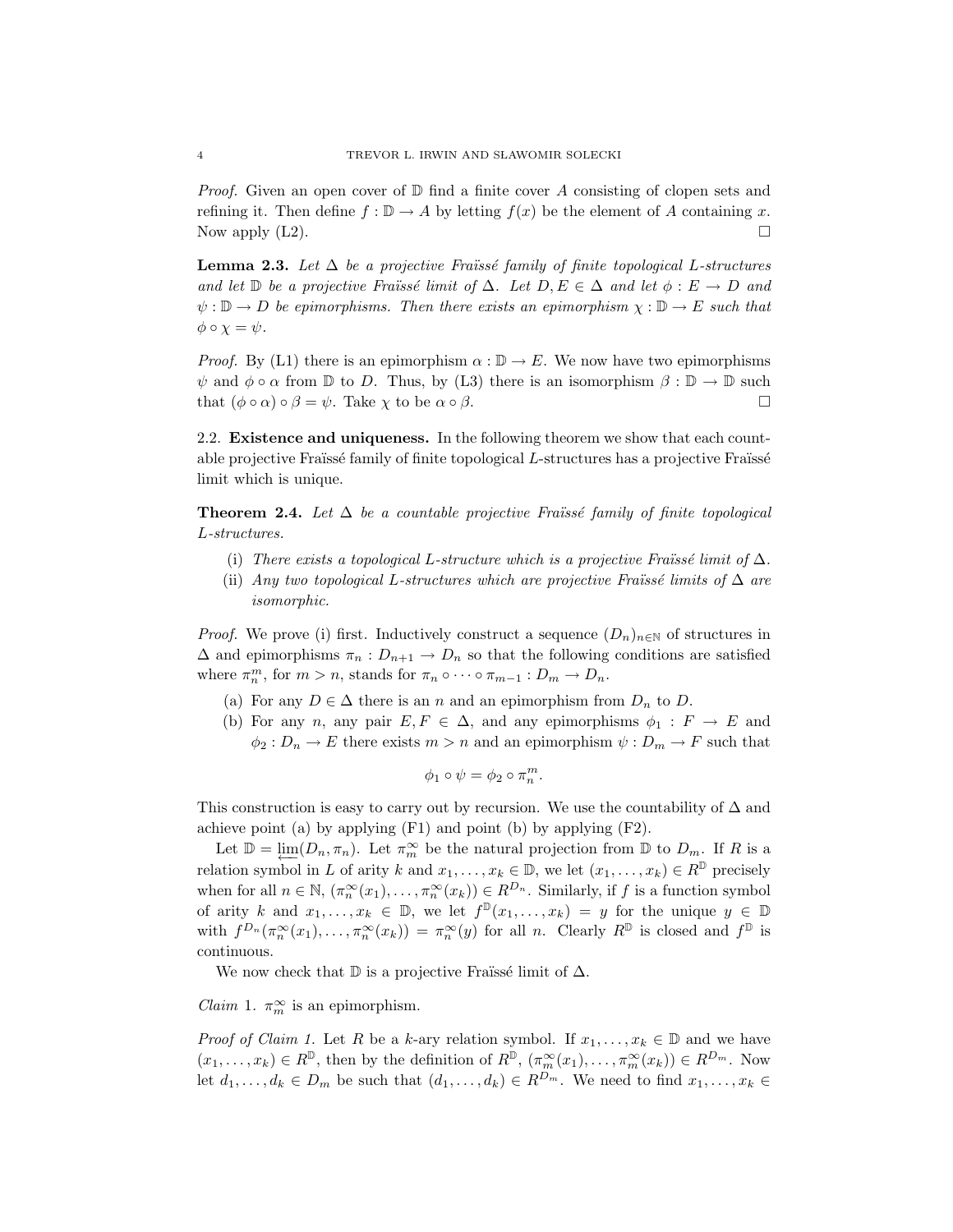*Proof.* Given an open cover of $\mathbb{D}$ find a finite cover $A$ consisting of clopen sets and refining it. Then define $f : \mathbb{D} \to A$ by letting $f(x)$ be the element of $A$ containing $x$. Now apply (L2). $\square$

**Lemma 2.3.** *Let $\Delta$ be a projective Fraïssé family of finite topological $L$-structures and let $\mathbb{D}$ be a projective Fraïssé limit of $\Delta$. Let $D, E \in \Delta$ and let $\phi : E \to D$ and $\psi : \mathbb{D} \to D$ be epimorphisms. Then there exists an epimorphism $\chi : \mathbb{D} \to E$ such that $\phi \circ \chi = \psi$.*

*Proof.* By (L1) there is an epimorphism $\alpha : \mathbb{D} \to E$. We now have two epimorphisms $\psi$ and $\phi \circ \alpha$ from $\mathbb{D}$ to $D$. Thus, by (L3) there is an isomorphism $\beta : \mathbb{D} \to \mathbb{D}$ such that $(\phi \circ \alpha) \circ \beta = \psi$. Take $\chi$ to be $\alpha \circ \beta$. $\square$

### 2.2. Existence and uniqueness.

In the following theorem we show that each countable projective Fraïssé family of finite topological $L$-structures has a projective Fraïssé limit which is unique.

**Theorem 2.4.** *Let $\Delta$ be a countable projective Fraïssé family of finite topological $L$-structures.*

(i) *There exists a topological $L$-structure which is a projective Fraïssé limit of $\Delta$.*
(ii) *Any two topological $L$-structures which are projective Fraïssé limits of $\Delta$ are isomorphic.*

*Proof.* We prove (i) first. Inductively construct a sequence $(D_n)_{n\in\mathbb{N}}$ of structures in $\Delta$ and epimorphisms $\pi_n : D_{n+1} \to D_n$ so that the following conditions are satisfied where $\pi_n^m$, for $m > n$, stands for $\pi_n \circ \cdots \circ \pi_{m-1} : D_m \to D_n$.

(a) For any $D \in \Delta$ there is an $n$ and an epimorphism from $D_n$ to $D$.
(b) For any $n$, any pair $E, F \in \Delta$, and any epimorphisms $\phi_1 : F \to E$ and $\phi_2 : D_n \to E$ there exists $m > n$ and an epimorphism $\psi : D_m \to F$ such that

$$\phi_1 \circ \psi = \phi_2 \circ \pi_n^m.$$

This construction is easy to carry out by recursion. We use the countability of $\Delta$ and achieve point (a) by applying (F1) and point (b) by applying (F2).

Let $\mathbb{D} = \varprojlim(D_n, \pi_n)$. Let $\pi_m^\infty$ be the natural projection from $\mathbb{D}$ to $D_m$. If $R$ is a relation symbol in $L$ of arity $k$ and $x_1, \ldots, x_k \in \mathbb{D}$, we let $(x_1, \ldots, x_k) \in R^{\mathbb{D}}$ precisely when for all $n \in \mathbb{N}$, $(\pi_n^\infty(x_1), \ldots, \pi_n^\infty(x_k)) \in R^{D_n}$. Similarly, if $f$ is a function symbol of arity $k$ and $x_1, \ldots, x_k \in \mathbb{D}$, we let $f^{\mathbb{D}}(x_1, \ldots, x_k) = y$ for the unique $y \in \mathbb{D}$ with $f^{D_n}(\pi_n^\infty(x_1), \ldots, \pi_n^\infty(x_k)) = \pi_n^\infty(y)$ for all $n$. Clearly $R^{\mathbb{D}}$ is closed and $f^{\mathbb{D}}$ is continuous.

We now check that $\mathbb{D}$ is a projective Fraïssé limit of $\Delta$.

*Claim* 1. $\pi_m^\infty$ is an epimorphism.

*Proof of Claim 1.* Let $R$ be a $k$-ary relation symbol. If $x_1, \ldots, x_k \in \mathbb{D}$ and we have $(x_1, \ldots, x_k) \in R^{\mathbb{D}}$, then by the definition of $R^{\mathbb{D}}$, $(\pi_m^\infty(x_1), \ldots, \pi_m^\infty(x_k)) \in R^{D_m}$. Now let $d_1, \ldots, d_k \in D_m$ be such that $(d_1, \ldots, d_k) \in R^{D_m}$. We need to find $x_1, \ldots, x_k \in$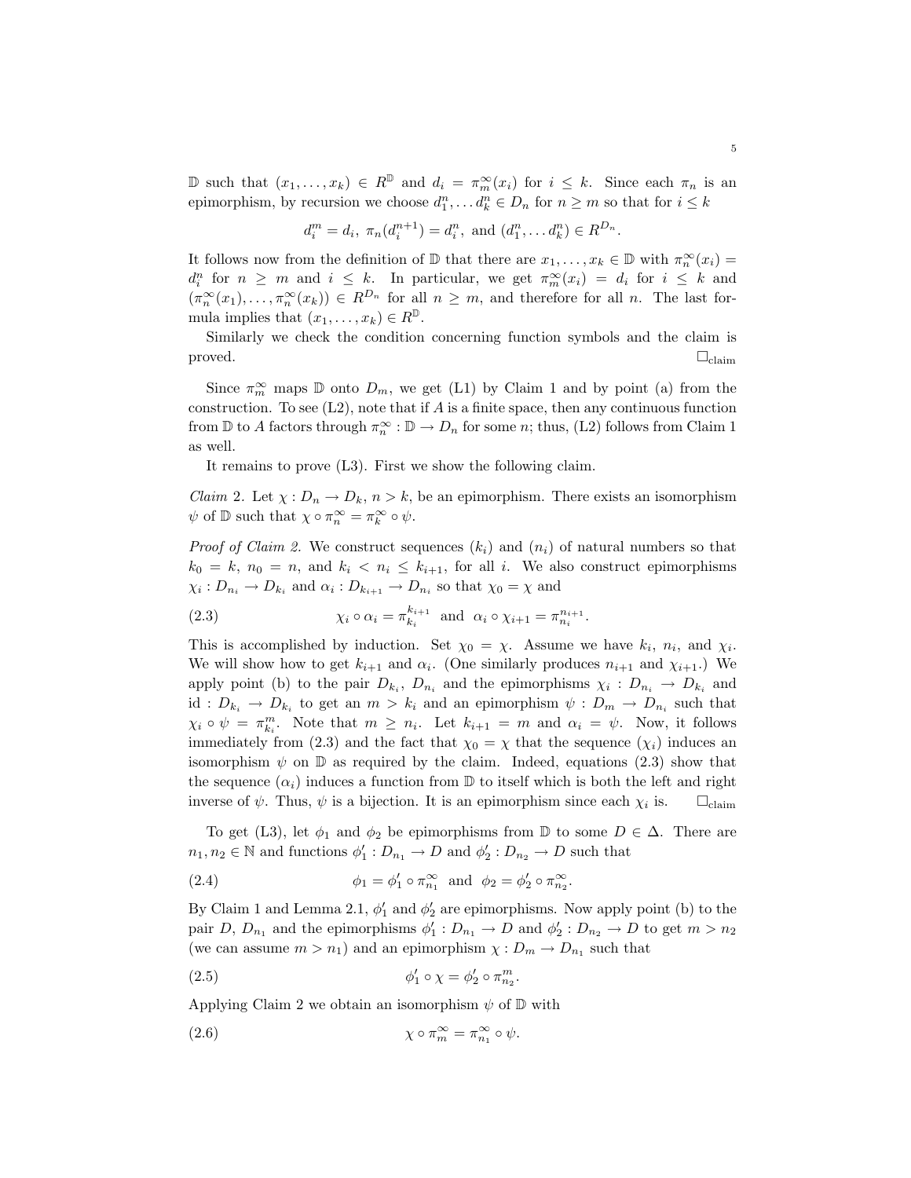$\mathbb{D}$ such that $(x_1, \ldots, x_k) \in R^{\mathbb{D}}$ and $d_i = \pi_m^\infty(x_i)$ for $i \leq k$. Since each $\pi_n$ is an epimorphism, by recursion we choose $d_1^n, \ldots d_k^n \in D_n$ for $n \geq m$ so that for $i \leq k$

$$d_i^m = d_i,\ \pi_n(d_i^{n+1}) = d_i^n,\ \text{and } (d_1^n, \ldots d_k^n) \in R^{D_n}.$$

It follows now from the definition of $\mathbb{D}$ that there are $x_1, \ldots, x_k \in \mathbb{D}$ with $\pi_n^\infty(x_i) = d_i^n$ for $n \geq m$ and $i \leq k$. In particular, we get $\pi_m^\infty(x_i) = d_i$ for $i \leq k$ and $(\pi_n^\infty(x_1), \ldots, \pi_n^\infty(x_k)) \in R^{D_n}$ for all $n \geq m$, and therefore for all $n$. The last formula implies that $(x_1, \ldots, x_k) \in R^{\mathbb{D}}$.

Similarly we check the condition concerning function symbols and the claim is proved. $\square_{\text{claim}}$

Since $\pi_m^\infty$ maps $\mathbb{D}$ onto $D_m$, we get (L1) by Claim 1 and by point (a) from the construction. To see (L2), note that if $A$ is a finite space, then any continuous function from $\mathbb{D}$ to $A$ factors through $\pi_n^\infty : \mathbb{D} \to D_n$ for some $n$; thus, (L2) follows from Claim 1 as well.

It remains to prove (L3). First we show the following claim.

*Claim 2.* Let $\chi : D_n \to D_k$, $n > k$, be an epimorphism. There exists an isomorphism $\psi$ of $\mathbb{D}$ such that $\chi \circ \pi_n^\infty = \pi_k^\infty \circ \psi$.

*Proof of Claim 2.* We construct sequences $(k_i)$ and $(n_i)$ of natural numbers so that $k_0 = k$, $n_0 = n$, and $k_i < n_i \leq k_{i+1}$, for all $i$. We also construct epimorphisms $\chi_i : D_{n_i} \to D_{k_i}$ and $\alpha_i : D_{k_{i+1}} \to D_{n_i}$ so that $\chi_0 = \chi$ and

$$\chi_i \circ \alpha_i = \pi_{k_i}^{k_{i+1}} \ \text{ and } \ \alpha_i \circ \chi_{i+1} = \pi_{n_i}^{n_{i+1}}. \tag{2.3}$$

This is accomplished by induction. Set $\chi_0 = \chi$. Assume we have $k_i$, $n_i$, and $\chi_i$. We will show how to get $k_{i+1}$ and $\alpha_i$. (One similarly produces $n_{i+1}$ and $\chi_{i+1}$.) We apply point (b) to the pair $D_{k_i}$, $D_{n_i}$ and the epimorphisms $\chi_i : D_{n_i} \to D_{k_i}$ and $\text{id} : D_{k_i} \to D_{k_i}$ to get an $m > k_i$ and an epimorphism $\psi : D_m \to D_{n_i}$ such that $\chi_i \circ \psi = \pi_{k_i}^m$. Note that $m \geq n_i$. Let $k_{i+1} = m$ and $\alpha_i = \psi$. Now, it follows immediately from (2.3) and the fact that $\chi_0 = \chi$ that the sequence $(\chi_i)$ induces an isomorphism $\psi$ on $\mathbb{D}$ as required by the claim. Indeed, equations (2.3) show that the sequence $(\alpha_i)$ induces a function from $\mathbb{D}$ to itself which is both the left and right inverse of $\psi$. Thus, $\psi$ is a bijection. It is an epimorphism since each $\chi_i$ is. $\square_{\text{claim}}$

To get (L3), let $\phi_1$ and $\phi_2$ be epimorphisms from $\mathbb{D}$ to some $D \in \Delta$. There are $n_1, n_2 \in \mathbb{N}$ and functions $\phi_1' : D_{n_1} \to D$ and $\phi_2' : D_{n_2} \to D$ such that

$$\phi_1 = \phi_1' \circ \pi_{n_1}^\infty \ \text{ and } \ \phi_2 = \phi_2' \circ \pi_{n_2}^\infty. \tag{2.4}$$

By Claim 1 and Lemma 2.1, $\phi_1'$ and $\phi_2'$ are epimorphisms. Now apply point (b) to the pair $D$, $D_{n_1}$ and the epimorphisms $\phi_1' : D_{n_1} \to D$ and $\phi_2' : D_{n_2} \to D$ to get $m > n_2$ (we can assume $m > n_1$) and an epimorphism $\chi : D_m \to D_{n_1}$ such that

$$\phi_1' \circ \chi = \phi_2' \circ \pi_{n_2}^m. \tag{2.5}$$

Applying Claim 2 we obtain an isomorphism $\psi$ of $\mathbb{D}$ with

$$\chi \circ \pi_m^\infty = \pi_{n_1}^\infty \circ \psi. \tag{2.6}$$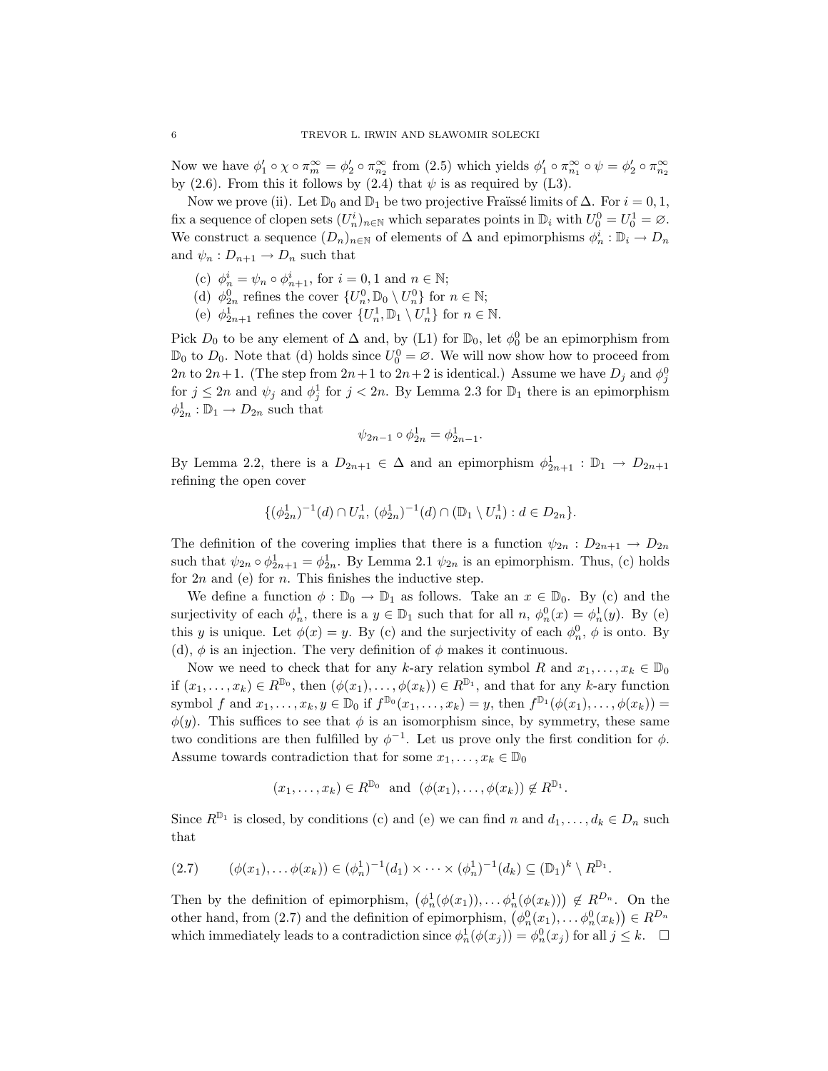Now we have $\phi_1' \circ \chi \circ \pi^\infty_m = \phi_2' \circ \pi^\infty_{n_2}$ from (2.5) which yields $\phi_1' \circ \pi^\infty_{n_1} \circ \psi = \phi_2' \circ \pi^\infty_{n_2}$ by (2.6). From this it follows by (2.4) that $\psi$ is as required by (L3).

Now we prove (ii). Let $\mathbb{D}_0$ and $\mathbb{D}_1$ be two projective Fraïssé limits of $\Delta$. For $i = 0, 1$, fix a sequence of clopen sets $(U^i_n)_{n\in\mathbb{N}}$ which separates points in $\mathbb{D}_i$ with $U^0_0 = U^1_0 = \varnothing$. We construct a sequence $(D_n)_{n\in\mathbb{N}}$ of elements of $\Delta$ and epimorphisms $\phi^i_n : \mathbb{D}_i \to D_n$ and $\psi_n : D_{n+1} \to D_n$ such that

- (c) $\phi^i_n = \psi_n \circ \phi^i_{n+1}$, for $i = 0, 1$ and $n \in \mathbb{N}$;
- (d) $\phi^0_{2n}$ refines the cover $\{U^0_n, \mathbb{D}_0 \setminus U^0_n\}$ for $n \in \mathbb{N}$;
- (e) $\phi^1_{2n+1}$ refines the cover $\{U^1_n, \mathbb{D}_1 \setminus U^1_n\}$ for $n \in \mathbb{N}$.

Pick $D_0$ to be any element of $\Delta$ and, by (L1) for $\mathbb{D}_0$, let $\phi^0_0$ be an epimorphism from $\mathbb{D}_0$ to $D_0$. Note that (d) holds since $U^0_0 = \varnothing$. We will now show how to proceed from $2n$ to $2n+1$. (The step from $2n+1$ to $2n+2$ is identical.) Assume we have $D_j$ and $\phi^0_j$ for $j \le 2n$ and $\psi_j$ and $\phi^1_j$ for $j < 2n$. By Lemma 2.3 for $\mathbb{D}_1$ there is an epimorphism $\phi^1_{2n} : \mathbb{D}_1 \to D_{2n}$ such that

$$\psi_{2n-1} \circ \phi^1_{2n} = \phi^1_{2n-1}.$$

By Lemma 2.2, there is a $D_{2n+1} \in \Delta$ and an epimorphism $\phi^1_{2n+1} : \mathbb{D}_1 \to D_{2n+1}$ refining the open cover

$$\{(\phi^1_{2n})^{-1}(d) \cap U^1_n,\, (\phi^1_{2n})^{-1}(d) \cap (\mathbb{D}_1 \setminus U^1_n) : d \in D_{2n}\}.$$

The definition of the covering implies that there is a function $\psi_{2n} : D_{2n+1} \to D_{2n}$ such that $\psi_{2n} \circ \phi^1_{2n+1} = \phi^1_{2n}$. By Lemma 2.1 $\psi_{2n}$ is an epimorphism. Thus, (c) holds for $2n$ and (e) for $n$. This finishes the inductive step.

We define a function $\phi : \mathbb{D}_0 \to \mathbb{D}_1$ as follows. Take an $x \in \mathbb{D}_0$. By (c) and the surjectivity of each $\phi^1_n$, there is a $y \in \mathbb{D}_1$ such that for all $n$, $\phi^0_n(x) = \phi^1_n(y)$. By (e) this $y$ is unique. Let $\phi(x) = y$. By (c) and the surjectivity of each $\phi^0_n$, $\phi$ is onto. By (d), $\phi$ is an injection. The very definition of $\phi$ makes it continuous.

Now we need to check that for any $k$-ary relation symbol $R$ and $x_1, \ldots, x_k \in \mathbb{D}_0$ if $(x_1, \ldots, x_k) \in R^{\mathbb{D}_0}$, then $(\phi(x_1), \ldots, \phi(x_k)) \in R^{\mathbb{D}_1}$, and that for any $k$-ary function symbol $f$ and $x_1, \ldots, x_k, y \in \mathbb{D}_0$ if $f^{\mathbb{D}_0}(x_1, \ldots, x_k) = y$, then $f^{\mathbb{D}_1}(\phi(x_1), \ldots, \phi(x_k)) = \phi(y)$. This suffices to see that $\phi$ is an isomorphism since, by symmetry, these same two conditions are then fulfilled by $\phi^{-1}$. Let us prove only the first condition for $\phi$. Assume towards contradiction that for some $x_1, \ldots, x_k \in \mathbb{D}_0$

$$(x_1, \ldots, x_k) \in R^{\mathbb{D}_0} \text{ and } (\phi(x_1), \ldots, \phi(x_k)) \notin R^{\mathbb{D}_1}.$$

Since $R^{\mathbb{D}_1}$ is closed, by conditions (c) and (e) we can find $n$ and $d_1, \ldots, d_k \in D_n$ such that

$$(\phi(x_1), \ldots \phi(x_k)) \in (\phi^1_n)^{-1}(d_1) \times \cdots \times (\phi^1_n)^{-1}(d_k) \subseteq (\mathbb{D}_1)^k \setminus R^{\mathbb{D}_1}. \tag{2.7}$$

Then by the definition of epimorphism, $\big(\phi^1_n(\phi(x_1)), \ldots \phi^1_n(\phi(x_k))\big) \notin R^{D_n}$. On the other hand, from (2.7) and the definition of epimorphism, $\big(\phi^0_n(x_1), \ldots \phi^0_n(x_k)\big) \in R^{D_n}$ which immediately leads to a contradiction since $\phi^1_n(\phi(x_j)) = \phi^0_n(x_j)$ for all $j \le k$. $\square$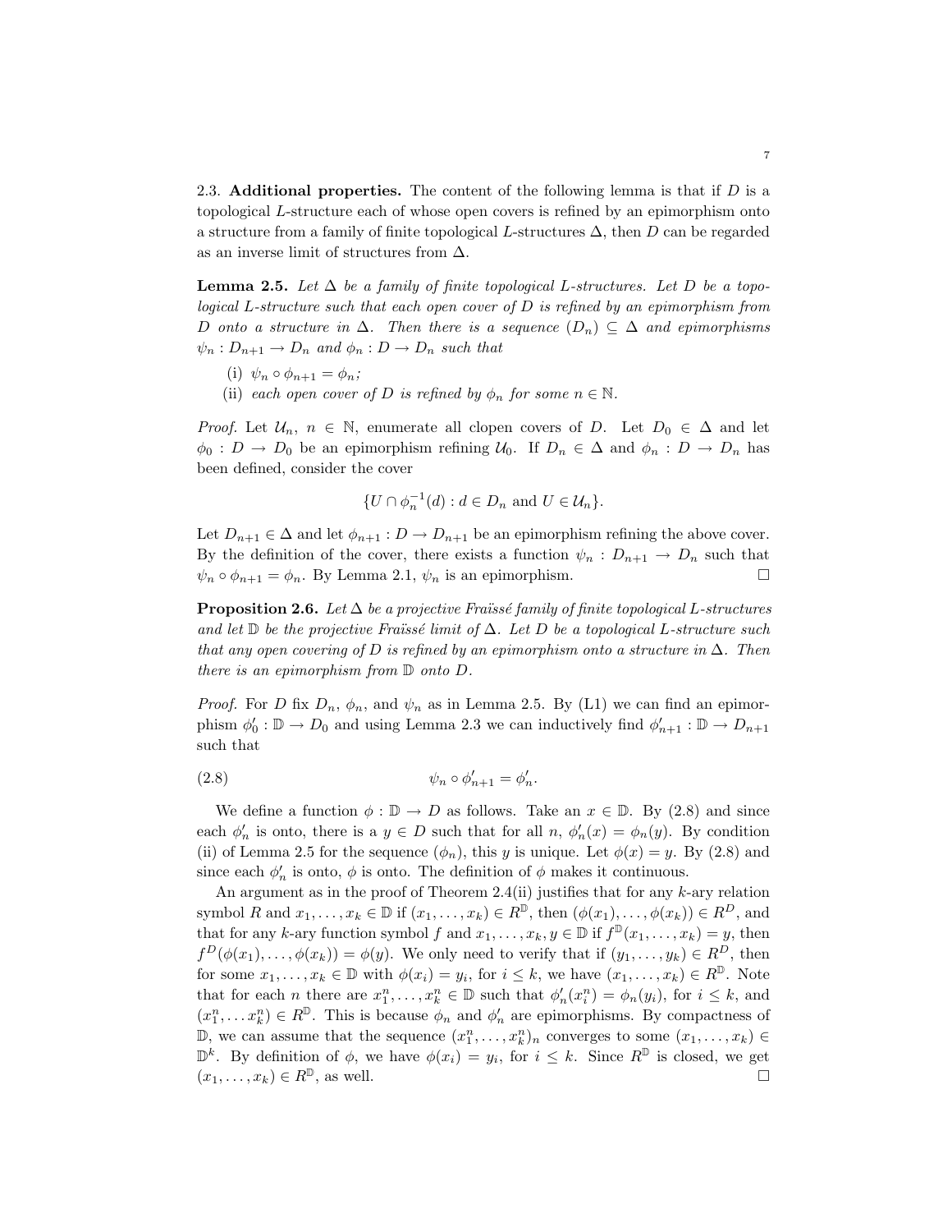2.3. **Additional properties.** The content of the following lemma is that if $D$ is a topological $L$-structure each of whose open covers is refined by an epimorphism onto a structure from a family of finite topological $L$-structures $\Delta$, then $D$ can be regarded as an inverse limit of structures from $\Delta$.

**Lemma 2.5.** *Let $\Delta$ be a family of finite topological $L$-structures. Let $D$ be a topological $L$-structure such that each open cover of $D$ is refined by an epimorphism from $D$ onto a structure in $\Delta$. Then there is a sequence $(D_n) \subseteq \Delta$ and epimorphisms $\psi_n : D_{n+1} \to D_n$ and $\phi_n : D \to D_n$ such that*

(i) *$\psi_n \circ \phi_{n+1} = \phi_n$;*

(ii) *each open cover of $D$ is refined by $\phi_n$ for some $n \in \mathbb{N}$.*

*Proof.* Let $\mathcal{U}_n$, $n \in \mathbb{N}$, enumerate all clopen covers of $D$. Let $D_0 \in \Delta$ and let $\phi_0 : D \to D_0$ be an epimorphism refining $\mathcal{U}_0$. If $D_n \in \Delta$ and $\phi_n : D \to D_n$ has been defined, consider the cover

$$\{U \cap \phi_n^{-1}(d) : d \in D_n \text{ and } U \in \mathcal{U}_n\}.$$

Let $D_{n+1} \in \Delta$ and let $\phi_{n+1} : D \to D_{n+1}$ be an epimorphism refining the above cover. By the definition of the cover, there exists a function $\psi_n : D_{n+1} \to D_n$ such that $\psi_n \circ \phi_{n+1} = \phi_n$. By Lemma 2.1, $\psi_n$ is an epimorphism. □

**Proposition 2.6.** *Let $\Delta$ be a projective Fraïssé family of finite topological $L$-structures and let $\mathbb{D}$ be the projective Fraïssé limit of $\Delta$. Let $D$ be a topological $L$-structure such that any open covering of $D$ is refined by an epimorphism onto a structure in $\Delta$. Then there is an epimorphism from $\mathbb{D}$ onto $D$.*

*Proof.* For $D$ fix $D_n$, $\phi_n$, and $\psi_n$ as in Lemma 2.5. By (L1) we can find an epimorphism $\phi_0' : \mathbb{D} \to D_0$ and using Lemma 2.3 we can inductively find $\phi_{n+1}' : \mathbb{D} \to D_{n+1}$ such that

$$\psi_n \circ \phi_{n+1}' = \phi_n'. \tag{2.8}$$

We define a function $\phi : \mathbb{D} \to D$ as follows. Take an $x \in \mathbb{D}$. By (2.8) and since each $\phi_n'$ is onto, there is a $y \in D$ such that for all $n$, $\phi_n'(x) = \phi_n(y)$. By condition (ii) of Lemma 2.5 for the sequence $(\phi_n)$, this $y$ is unique. Let $\phi(x) = y$. By (2.8) and since each $\phi_n'$ is onto, $\phi$ is onto. The definition of $\phi$ makes it continuous.

An argument as in the proof of Theorem 2.4(ii) justifies that for any $k$-ary relation symbol $R$ and $x_1, \ldots, x_k \in \mathbb{D}$ if $(x_1, \ldots, x_k) \in R^{\mathbb{D}}$, then $(\phi(x_1), \ldots, \phi(x_k)) \in R^D$, and that for any $k$-ary function symbol $f$ and $x_1, \ldots, x_k, y \in \mathbb{D}$ if $f^{\mathbb{D}}(x_1, \ldots, x_k) = y$, then $f^D(\phi(x_1), \ldots, \phi(x_k)) = \phi(y)$. We only need to verify that if $(y_1, \ldots, y_k) \in R^D$, then for some $x_1, \ldots, x_k \in \mathbb{D}$ with $\phi(x_i) = y_i$, for $i \leq k$, we have $(x_1, \ldots, x_k) \in R^{\mathbb{D}}$. Note that for each $n$ there are $x_1^n, \ldots, x_k^n \in \mathbb{D}$ such that $\phi_n'(x_i^n) = \phi_n(y_i)$, for $i \leq k$, and $(x_1^n, \ldots x_k^n) \in R^{\mathbb{D}}$. This is because $\phi_n$ and $\phi_n'$ are epimorphisms. By compactness of $\mathbb{D}$, we can assume that the sequence $(x_1^n, \ldots, x_k^n)_n$ converges to some $(x_1, \ldots, x_k) \in \mathbb{D}^k$. By definition of $\phi$, we have $\phi(x_i) = y_i$, for $i \leq k$. Since $R^{\mathbb{D}}$ is closed, we get $(x_1, \ldots, x_k) \in R^{\mathbb{D}}$, as well. □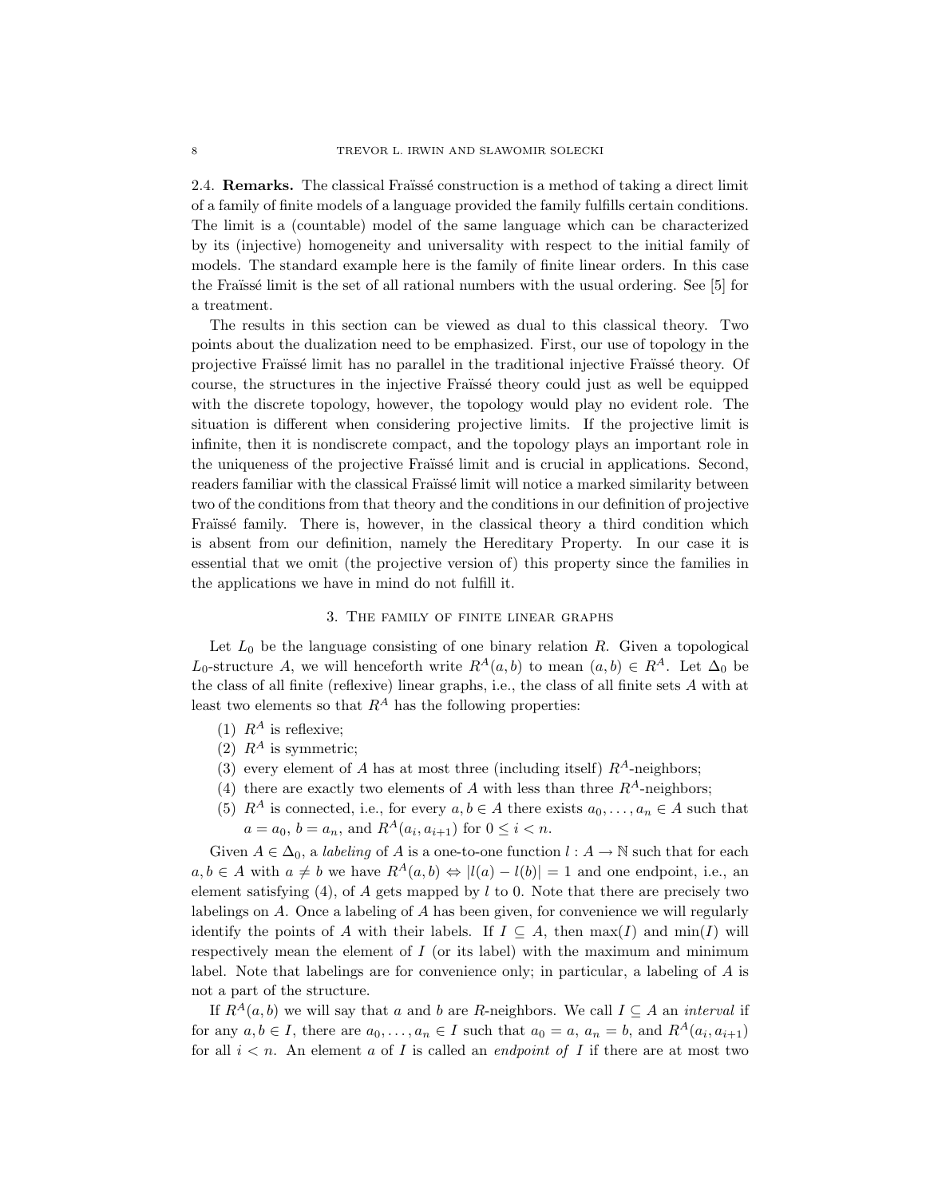2.4. **Remarks.** The classical Fraïssé construction is a method of taking a direct limit of a family of finite models of a language provided the family fulfills certain conditions. The limit is a (countable) model of the same language which can be characterized by its (injective) homogeneity and universality with respect to the initial family of models. The standard example here is the family of finite linear orders. In this case the Fraïssé limit is the set of all rational numbers with the usual ordering. See [5] for a treatment.

The results in this section can be viewed as dual to this classical theory. Two points about the dualization need to be emphasized. First, our use of topology in the projective Fraïssé limit has no parallel in the traditional injective Fraïssé theory. Of course, the structures in the injective Fraïssé theory could just as well be equipped with the discrete topology, however, the topology would play no evident role. The situation is different when considering projective limits. If the projective limit is infinite, then it is nondiscrete compact, and the topology plays an important role in the uniqueness of the projective Fraïssé limit and is crucial in applications. Second, readers familiar with the classical Fraïssé limit will notice a marked similarity between two of the conditions from that theory and the conditions in our definition of projective Fraïssé family. There is, however, in the classical theory a third condition which is absent from our definition, namely the Hereditary Property. In our case it is essential that we omit (the projective version of) this property since the families in the applications we have in mind do not fulfill it.

## 3. The family of finite linear graphs

Let $L_0$ be the language consisting of one binary relation $R$. Given a topological $L_0$-structure $A$, we will henceforth write $R^A(a,b)$ to mean $(a,b) \in R^A$. Let $\Delta_0$ be the class of all finite (reflexive) linear graphs, i.e., the class of all finite sets $A$ with at least two elements so that $R^A$ has the following properties:

1. $R^A$ is reflexive;
2. $R^A$ is symmetric;
3. every element of $A$ has at most three (including itself) $R^A$-neighbors;
4. there are exactly two elements of $A$ with less than three $R^A$-neighbors;
5. $R^A$ is connected, i.e., for every $a, b \in A$ there exists $a_0, \ldots, a_n \in A$ such that $a = a_0$, $b = a_n$, and $R^A(a_i, a_{i+1})$ for $0 \leq i < n$.

Given $A \in \Delta_0$, a *labeling* of $A$ is a one-to-one function $l : A \to \mathbb{N}$ such that for each $a, b \in A$ with $a \neq b$ we have $R^A(a,b) \Leftrightarrow |l(a) - l(b)| = 1$ and one endpoint, i.e., an element satisfying (4), of $A$ gets mapped by $l$ to 0. Note that there are precisely two labelings on $A$. Once a labeling of $A$ has been given, for convenience we will regularly identify the points of $A$ with their labels. If $I \subseteq A$, then $\max(I)$ and $\min(I)$ will respectively mean the element of $I$ (or its label) with the maximum and minimum label. Note that labelings are for convenience only; in particular, a labeling of $A$ is not a part of the structure.

If $R^A(a,b)$ we will say that $a$ and $b$ are $R$-neighbors. We call $I \subseteq A$ an *interval* if for any $a, b \in I$, there are $a_0, \ldots, a_n \in I$ such that $a_0 = a$, $a_n = b$, and $R^A(a_i, a_{i+1})$ for all $i < n$. An element $a$ of $I$ is called an *endpoint of* $I$ if there are at most two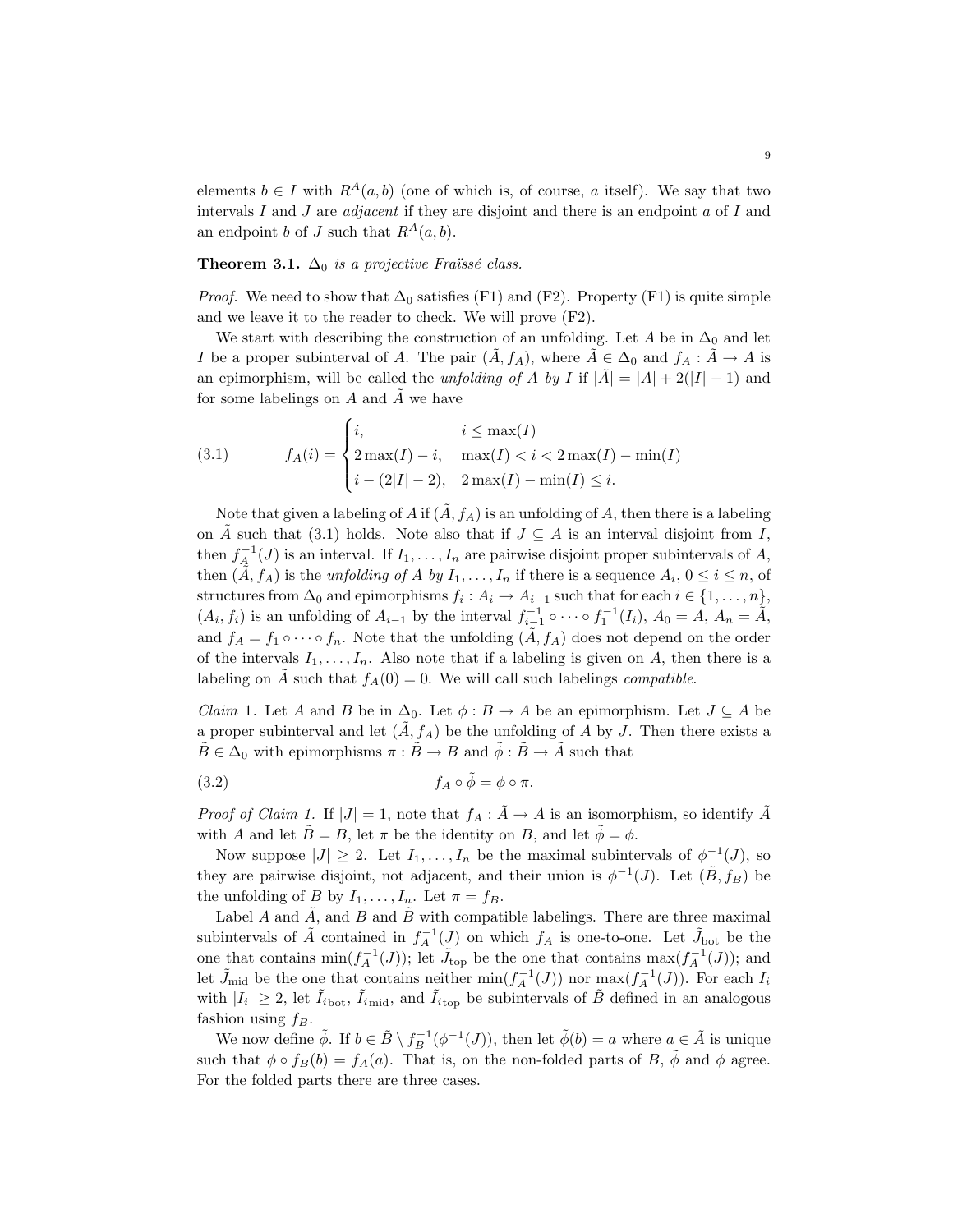elements $b \in I$ with $R^A(a,b)$ (one of which is, of course, $a$ itself). We say that two intervals $I$ and $J$ are *adjacent* if they are disjoint and there is an endpoint $a$ of $I$ and an endpoint $b$ of $J$ such that $R^A(a,b)$.

**Theorem 3.1.** *$\Delta_0$ is a projective Fraïssé class.*

*Proof.* We need to show that $\Delta_0$ satisfies (F1) and (F2). Property (F1) is quite simple and we leave it to the reader to check. We will prove (F2).

We start with describing the construction of an unfolding. Let $A$ be in $\Delta_0$ and let $I$ be a proper subinterval of $A$. The pair $(\tilde{A}, f_A)$, where $\tilde{A} \in \Delta_0$ and $f_A : \tilde{A} \to A$ is an epimorphism, will be called the *unfolding of $A$ by $I$* if $|\tilde{A}| = |A| + 2(|I|-1)$ and for some labelings on $A$ and $\tilde{A}$ we have

$$f_A(i) = \begin{cases} i, & i \leq \max(I) \\ 2\max(I) - i, & \max(I) < i < 2\max(I) - \min(I) \\ i - (2|I|-2), & 2\max(I) - \min(I) \leq i. \end{cases} \tag{3.1}$$

Note that given a labeling of $A$ if $(\tilde{A}, f_A)$ is an unfolding of $A$, then there is a labeling on $\tilde{A}$ such that (3.1) holds. Note also that if $J \subseteq A$ is an interval disjoint from $I$, then $f_A^{-1}(J)$ is an interval. If $I_1, \ldots, I_n$ are pairwise disjoint proper subintervals of $A$, then $(\tilde{A}, f_A)$ is the *unfolding of $A$ by $I_1, \ldots, I_n$* if there is a sequence $A_i$, $0 \leq i \leq n$, of structures from $\Delta_0$ and epimorphisms $f_i : A_i \to A_{i-1}$ such that for each $i \in \{1, \ldots, n\}$, $(A_i, f_i)$ is an unfolding of $A_{i-1}$ by the interval $f_{i-1}^{-1} \circ \cdots \circ f_1^{-1}(I_i)$, $A_0 = A$, $A_n = \tilde{A}$, and $f_A = f_1 \circ \cdots \circ f_n$. Note that the unfolding $(\tilde{A}, f_A)$ does not depend on the order of the intervals $I_1, \ldots, I_n$. Also note that if a labeling is given on $A$, then there is a labeling on $\tilde{A}$ such that $f_A(0) = 0$. We will call such labelings *compatible*.

*Claim* 1. Let $A$ and $B$ be in $\Delta_0$. Let $\phi : B \to A$ be an epimorphism. Let $J \subseteq A$ be a proper subinterval and let $(\tilde{A}, f_A)$ be the unfolding of $A$ by $J$. Then there exists a $\tilde{B} \in \Delta_0$ with epimorphisms $\pi : \tilde{B} \to B$ and $\tilde{\phi} : \tilde{B} \to \tilde{A}$ such that

$$f_A \circ \tilde{\phi} = \phi \circ \pi. \tag{3.2}$$

*Proof of Claim 1.* If $|J| = 1$, note that $f_A : \tilde{A} \to A$ is an isomorphism, so identify $\tilde{A}$ with $A$ and let $\tilde{B} = B$, let $\pi$ be the identity on $B$, and let $\tilde{\phi} = \phi$.

Now suppose $|J| \geq 2$. Let $I_1, \ldots, I_n$ be the maximal subintervals of $\phi^{-1}(J)$, so they are pairwise disjoint, not adjacent, and their union is $\phi^{-1}(J)$. Let $(\tilde{B}, f_B)$ be the unfolding of $B$ by $I_1, \ldots, I_n$. Let $\pi = f_B$.

Label $A$ and $\tilde{A}$, and $B$ and $\tilde{B}$ with compatible labelings. There are three maximal subintervals of $\tilde{A}$ contained in $f_A^{-1}(J)$ on which $f_A$ is one-to-one. Let $\tilde{J}_{\text{bot}}$ be the one that contains $\min(f_A^{-1}(J))$; let $\tilde{J}_{\text{top}}$ be the one that contains $\max(f_A^{-1}(J))$; and let $\tilde{J}_{\text{mid}}$ be the one that contains neither $\min(f_A^{-1}(J))$ nor $\max(f_A^{-1}(J))$. For each $I_i$ with $|I_i| \geq 2$, let $\tilde{I}_{i\text{bot}}$, $\tilde{I}_{i\text{mid}}$, and $\tilde{I}_{i\text{top}}$ be subintervals of $\tilde{B}$ defined in an analogous fashion using $f_B$.

We now define $\tilde{\phi}$. If $b \in \tilde{B} \setminus f_B^{-1}(\phi^{-1}(J))$, then let $\tilde{\phi}(b) = a$ where $a \in \tilde{A}$ is unique such that $\phi \circ f_B(b) = f_A(a)$. That is, on the non-folded parts of $B$, $\tilde{\phi}$ and $\phi$ agree. For the folded parts there are three cases.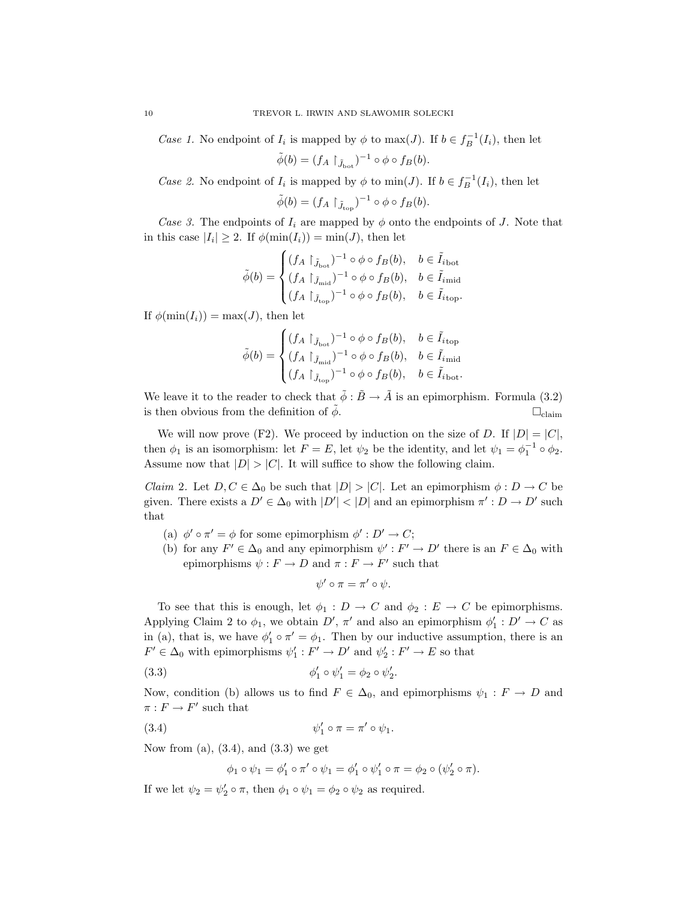*Case 1.* No endpoint of $I_i$ is mapped by $\phi$ to $\max(J)$. If $b \in f_B^{-1}(I_i)$, then let

$$\tilde{\phi}(b) = (f_A \restriction_{\tilde{J}_{\rm bot}})^{-1} \circ \phi \circ f_B(b).$$

*Case 2.* No endpoint of $I_i$ is mapped by $\phi$ to $\min(J)$. If $b \in f_B^{-1}(I_i)$, then let

$$\tilde{\phi}(b) = (f_A \restriction_{\tilde{J}_{\rm top}})^{-1} \circ \phi \circ f_B(b).$$

*Case 3.* The endpoints of $I_i$ are mapped by $\phi$ onto the endpoints of $J$. Note that in this case $|I_i| \geq 2$. If $\phi(\min(I_i)) = \min(J)$, then let

$$\tilde{\phi}(b) = \begin{cases} (f_A \restriction_{\tilde{J}_{\rm bot}})^{-1} \circ \phi \circ f_B(b), & b \in \tilde{I}_{i\rm bot} \\ (f_A \restriction_{\tilde{J}_{\rm mid}})^{-1} \circ \phi \circ f_B(b), & b \in \tilde{I}_{i\rm mid} \\ (f_A \restriction_{\tilde{J}_{\rm top}})^{-1} \circ \phi \circ f_B(b), & b \in \tilde{I}_{i\rm top}. \end{cases}$$

If $\phi(\min(I_i)) = \max(J)$, then let

$$\tilde{\phi}(b) = \begin{cases} (f_A \restriction_{\tilde{J}_{\rm bot}})^{-1} \circ \phi \circ f_B(b), & b \in \tilde{I}_{i\rm top} \\ (f_A \restriction_{\tilde{J}_{\rm mid}})^{-1} \circ \phi \circ f_B(b), & b \in \tilde{I}_{i\rm mid} \\ (f_A \restriction_{\tilde{J}_{\rm top}})^{-1} \circ \phi \circ f_B(b), & b \in \tilde{I}_{i\rm bot}. \end{cases}$$

We leave it to the reader to check that $\tilde{\phi} : \tilde{B} \to \tilde{A}$ is an epimorphism. Formula (3.2) is then obvious from the definition of $\tilde{\phi}$. $\square_{\rm claim}$

We will now prove (F2). We proceed by induction on the size of $D$. If $|D| = |C|$, then $\phi_1$ is an isomorphism: let $F = E$, let $\psi_2$ be the identity, and let $\psi_1 = \phi_1^{-1} \circ \phi_2$. Assume now that $|D| > |C|$. It will suffice to show the following claim.

*Claim 2.* Let $D, C \in \Delta_0$ be such that $|D| > |C|$. Let an epimorphism $\phi : D \to C$ be given. There exists a $D' \in \Delta_0$ with $|D'| < |D|$ and an epimorphism $\pi' : D \to D'$ such that

- (a) $\phi' \circ \pi' = \phi$ for some epimorphism $\phi' : D' \to C$;
- (b) for any $F' \in \Delta_0$ and any epimorphism $\psi' : F' \to D'$ there is an $F \in \Delta_0$ with epimorphisms $\psi : F \to D$ and $\pi : F \to F'$ such that

$$\psi' \circ \pi = \pi' \circ \psi.$$

To see that this is enough, let $\phi_1 : D \to C$ and $\phi_2 : E \to C$ be epimorphisms. Applying Claim 2 to $\phi_1$, we obtain $D'$, $\pi'$ and also an epimorphism $\phi_1' : D' \to C$ as in (a), that is, we have $\phi_1' \circ \pi' = \phi_1$. Then by our inductive assumption, there is an $F' \in \Delta_0$ with epimorphisms $\psi_1' : F' \to D'$ and $\psi_2' : F' \to E$ so that

$$\phi_1' \circ \psi_1' = \phi_2 \circ \psi_2'. \tag{3.3}$$

Now, condition (b) allows us to find $F \in \Delta_0$, and epimorphisms $\psi_1 : F \to D$ and $\pi : F \to F'$ such that

$$\psi_1' \circ \pi = \pi' \circ \psi_1. \tag{3.4}$$

Now from (a), (3.4), and (3.3) we get

$$\phi_1 \circ \psi_1 = \phi_1' \circ \pi' \circ \psi_1 = \phi_1' \circ \psi_1' \circ \pi = \phi_2 \circ (\psi_2' \circ \pi).$$

If we let $\psi_2 = \psi_2' \circ \pi$, then $\phi_1 \circ \psi_1 = \phi_2 \circ \psi_2$ as required.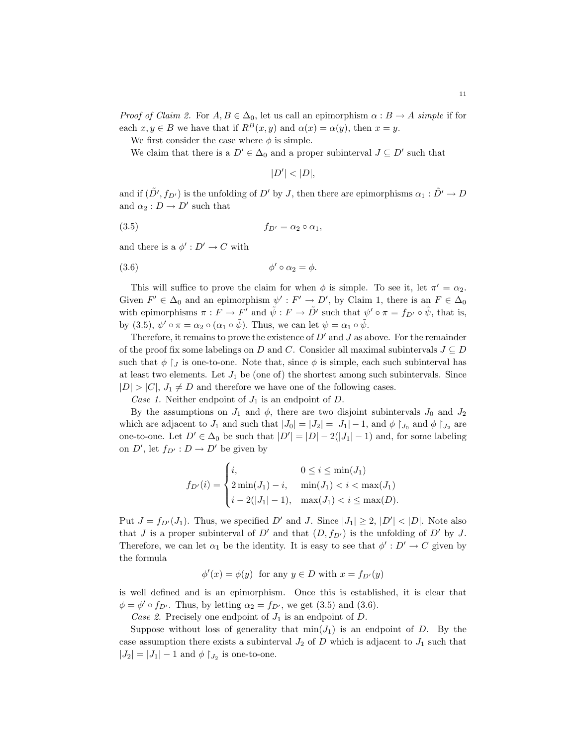*Proof of Claim 2.* For $A, B \in \Delta_0$, let us call an epimorphism $\alpha : B \to A$ *simple* if for each $x, y \in B$ we have that if $R^B(x, y)$ and $\alpha(x) = \alpha(y)$, then $x = y$.

We first consider the case where $\phi$ is simple.

We claim that there is a $D' \in \Delta_0$ and a proper subinterval $J \subseteq D'$ such that

$$|D'| < |D|,$$

and if $(\tilde{D}', f_{D'})$ is the unfolding of $D'$ by $J$, then there are epimorphisms $\alpha_1 : \tilde{D}' \to D$ and $\alpha_2 : D \to D'$ such that

$$f_{D'} = \alpha_2 \circ \alpha_1, \tag{3.5}$$

and there is a $\phi' : D' \to C$ with

$$\phi' \circ \alpha_2 = \phi. \tag{3.6}$$

This will suffice to prove the claim for when $\phi$ is simple. To see it, let $\pi' = \alpha_2$. Given $F' \in \Delta_0$ and an epimorphism $\psi' : F' \to D'$, by Claim 1, there is an $F \in \Delta_0$ with epimorphisms $\pi : F \to F'$ and $\tilde{\psi} : F \to \tilde{D}'$ such that $\psi' \circ \pi = f_{D'} \circ \tilde{\psi}$, that is, by (3.5), $\psi' \circ \pi = \alpha_2 \circ (\alpha_1 \circ \tilde{\psi})$. Thus, we can let $\psi = \alpha_1 \circ \tilde{\psi}$.

Therefore, it remains to prove the existence of $D'$ and $J$ as above. For the remainder of the proof fix some labelings on $D$ and $C$. Consider all maximal subintervals $J \subseteq D$ such that $\phi \restriction_J$ is one-to-one. Note that, since $\phi$ is simple, each such subinterval has at least two elements. Let $J_1$ be (one of) the shortest among such subintervals. Since $|D| > |C|$, $J_1 \neq D$ and therefore we have one of the following cases.

*Case 1.* Neither endpoint of $J_1$ is an endpoint of $D$.

By the assumptions on $J_1$ and $\phi$, there are two disjoint subintervals $J_0$ and $J_2$ which are adjacent to $J_1$ and such that $|J_0| = |J_2| = |J_1| - 1$, and $\phi \restriction_{J_0}$ and $\phi \restriction_{J_2}$ are one-to-one. Let $D' \in \Delta_0$ be such that $|D'| = |D| - 2(|J_1| - 1)$ and, for some labeling on $D'$, let $f_{D'} : D \to D'$ be given by

$$f_{D'}(i) = \begin{cases} i, & 0 \le i \le \min(J_1) \\ 2\min(J_1) - i, & \min(J_1) < i < \max(J_1) \\ i - 2(|J_1| - 1), & \max(J_1) < i \le \max(D). \end{cases}$$

Put $J = f_{D'}(J_1)$. Thus, we specified $D'$ and $J$. Since $|J_1| \ge 2$, $|D'| < |D|$. Note also that $J$ is a proper subinterval of $D'$ and that $(D, f_{D'})$ is the unfolding of $D'$ by $J$. Therefore, we can let $\alpha_1$ be the identity. It is easy to see that $\phi' : D' \to C$ given by the formula

$$\phi'(x) = \phi(y) \text{ for any } y \in D \text{ with } x = f_{D'}(y)$$

is well defined and is an epimorphism. Once this is established, it is clear that $\phi = \phi' \circ f_{D'}$. Thus, by letting $\alpha_2 = f_{D'}$, we get (3.5) and (3.6).

*Case 2.* Precisely one endpoint of $J_1$ is an endpoint of $D$.

Suppose without loss of generality that $\min(J_1)$ is an endpoint of $D$. By the case assumption there exists a subinterval $J_2$ of $D$ which is adjacent to $J_1$ such that $|J_2| = |J_1| - 1$ and $\phi \restriction_{J_2}$ is one-to-one.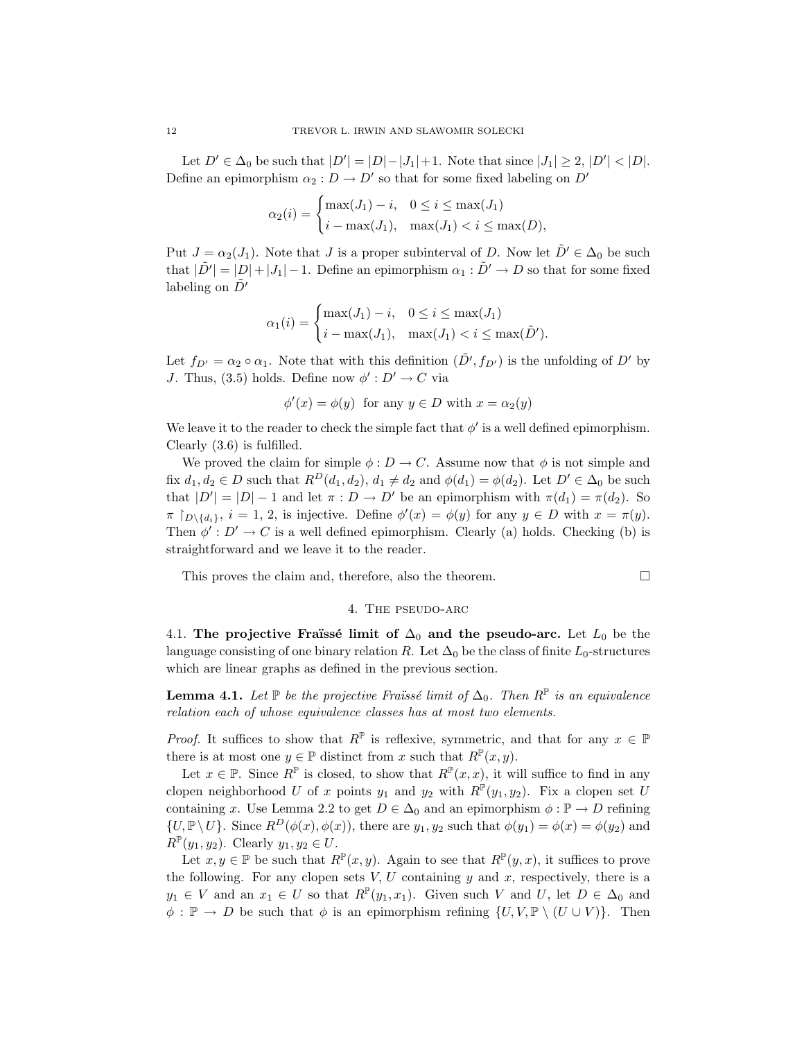Let $D' \in \Delta_0$ be such that $|D'| = |D| - |J_1| + 1$. Note that since $|J_1| \geq 2$, $|D'| < |D|$. Define an epimorphism $\alpha_2 : D \to D'$ so that for some fixed labeling on $D'$

$$\alpha_2(i) = \begin{cases} \max(J_1) - i, & 0 \leq i \leq \max(J_1) \\ i - \max(J_1), & \max(J_1) < i \leq \max(D), \end{cases}$$

Put $J = \alpha_2(J_1)$. Note that $J$ is a proper subinterval of $D$. Now let $\tilde{D}' \in \Delta_0$ be such that $|\tilde{D}'| = |D| + |J_1| - 1$. Define an epimorphism $\alpha_1 : \tilde{D}' \to D$ so that for some fixed labeling on $\tilde{D}'$

$$\alpha_1(i) = \begin{cases} \max(J_1) - i, & 0 \leq i \leq \max(J_1) \\ i - \max(J_1), & \max(J_1) < i \leq \max(\tilde{D}'). \end{cases}$$

Let $f_{D'} = \alpha_2 \circ \alpha_1$. Note that with this definition $(\tilde{D}', f_{D'})$ is the unfolding of $D'$ by $J$. Thus, (3.5) holds. Define now $\phi' : D' \to C$ via

$$\phi'(x) = \phi(y) \ \text{ for any } y \in D \text{ with } x = \alpha_2(y)$$

We leave it to the reader to check the simple fact that $\phi'$ is a well defined epimorphism. Clearly (3.6) is fulfilled.

We proved the claim for simple $\phi : D \to C$. Assume now that $\phi$ is not simple and fix $d_1, d_2 \in D$ such that $R^D(d_1, d_2)$, $d_1 \neq d_2$ and $\phi(d_1) = \phi(d_2)$. Let $D' \in \Delta_0$ be such that $|D'| = |D| - 1$ and let $\pi : D \to D'$ be an epimorphism with $\pi(d_1) = \pi(d_2)$. So $\pi \restriction_{D \setminus \{d_i\}}$, $i = 1, 2$, is injective. Define $\phi'(x) = \phi(y)$ for any $y \in D$ with $x = \pi(y)$. Then $\phi' : D' \to C$ is a well defined epimorphism. Clearly (a) holds. Checking (b) is straightforward and we leave it to the reader.

This proves the claim and, therefore, also the theorem. $\square$

## 4. The pseudo-arc

**4.1. The projective Fraïssé limit of $\Delta_0$ and the pseudo-arc.** Let $L_0$ be the language consisting of one binary relation $R$. Let $\Delta_0$ be the class of finite $L_0$-structures which are linear graphs as defined in the previous section.

**Lemma 4.1.** *Let $\mathbb{P}$ be the projective Fraïssé limit of $\Delta_0$. Then $R^{\mathbb{P}}$ is an equivalence relation each of whose equivalence classes has at most two elements.*

*Proof.* It suffices to show that $R^{\mathbb{P}}$ is reflexive, symmetric, and that for any $x \in \mathbb{P}$ there is at most one $y \in \mathbb{P}$ distinct from $x$ such that $R^{\mathbb{P}}(x, y)$.

Let $x \in \mathbb{P}$. Since $R^{\mathbb{P}}$ is closed, to show that $R^{\mathbb{P}}(x, x)$, it will suffice to find in any clopen neighborhood $U$ of $x$ points $y_1$ and $y_2$ with $R^{\mathbb{P}}(y_1, y_2)$. Fix a clopen set $U$ containing $x$. Use Lemma 2.2 to get $D \in \Delta_0$ and an epimorphism $\phi : \mathbb{P} \to D$ refining $\{U, \mathbb{P} \setminus U\}$. Since $R^D(\phi(x), \phi(x))$, there are $y_1, y_2$ such that $\phi(y_1) = \phi(x) = \phi(y_2)$ and $R^{\mathbb{P}}(y_1, y_2)$. Clearly $y_1, y_2 \in U$.

Let $x, y \in \mathbb{P}$ be such that $R^{\mathbb{P}}(x, y)$. Again to see that $R^{\mathbb{P}}(y, x)$, it suffices to prove the following. For any clopen sets $V$, $U$ containing $y$ and $x$, respectively, there is a $y_1 \in V$ and an $x_1 \in U$ so that $R^{\mathbb{P}}(y_1, x_1)$. Given such $V$ and $U$, let $D \in \Delta_0$ and $\phi : \mathbb{P} \to D$ be such that $\phi$ is an epimorphism refining $\{U, V, \mathbb{P} \setminus (U \cup V)\}$. Then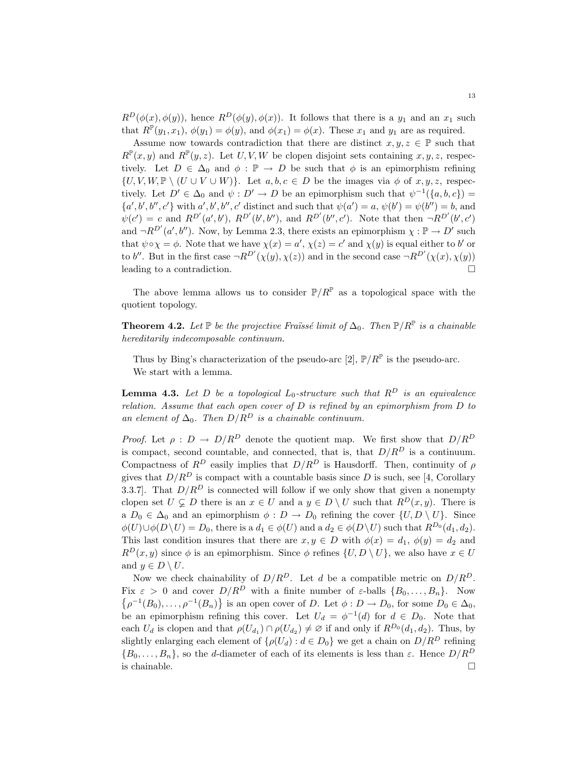$R^D(\phi(x), \phi(y))$, hence $R^D(\phi(y), \phi(x))$. It follows that there is a $y_1$ and an $x_1$ such that $R^{\mathbb{P}}(y_1, x_1)$, $\phi(y_1) = \phi(y)$, and $\phi(x_1) = \phi(x)$. These $x_1$ and $y_1$ are as required.

Assume now towards contradiction that there are distinct $x, y, z \in \mathbb{P}$ such that $R^{\mathbb{P}}(x, y)$ and $R^{\mathbb{P}}(y, z)$. Let $U, V, W$ be clopen disjoint sets containing $x, y, z$, respectively. Let $D \in \Delta_0$ and $\phi : \mathbb{P} \to D$ be such that $\phi$ is an epimorphism refining $\{U, V, W, \mathbb{P} \setminus (U \cup V \cup W)\}$. Let $a, b, c \in D$ be the images via $\phi$ of $x, y, z$, respectively. Let $D' \in \Delta_0$ and $\psi : D' \to D$ be an epimorphism such that $\psi^{-1}(\{a, b, c\}) = \{a', b', b'', c'\}$ with $a', b', b'', c'$ distinct and such that $\psi(a') = a$, $\psi(b') = \psi(b'') = b$, and $\psi(c') = c$ and $R^{D'}(a', b')$, $R^{D'}(b', b'')$, and $R^{D'}(b'', c')$. Note that then $\neg R^{D'}(b', c')$ and $\neg R^{D'}(a', b'')$. Now, by Lemma 2.3, there exists an epimorphism $\chi : \mathbb{P} \to D'$ such that $\psi \circ \chi = \phi$. Note that we have $\chi(x) = a'$, $\chi(z) = c'$ and $\chi(y)$ is equal either to $b'$ or to $b''$. But in the first case $\neg R^{D'}(\chi(y), \chi(z))$ and in the second case $\neg R^{D'}(\chi(x), \chi(y))$ leading to a contradiction. $\square$

The above lemma allows us to consider $\mathbb{P}/R^{\mathbb{P}}$ as a topological space with the quotient topology.

**Theorem 4.2.** *Let $\mathbb{P}$ be the projective Fraïssé limit of $\Delta_0$. Then $\mathbb{P}/R^{\mathbb{P}}$ is a chainable hereditarily indecomposable continuum.*

Thus by Bing's characterization of the pseudo-arc [2], $\mathbb{P}/R^{\mathbb{P}}$ is the pseudo-arc.

We start with a lemma.

**Lemma 4.3.** *Let $D$ be a topological $L_0$-structure such that $R^D$ is an equivalence relation. Assume that each open cover of $D$ is refined by an epimorphism from $D$ to an element of $\Delta_0$. Then $D/R^D$ is a chainable continuum.*

*Proof.* Let $\rho : D \to D/R^D$ denote the quotient map. We first show that $D/R^D$ is compact, second countable, and connected, that is, that $D/R^D$ is a continuum. Compactness of $R^D$ easily implies that $D/R^D$ is Hausdorff. Then, continuity of $\rho$ gives that $D/R^D$ is compact with a countable basis since $D$ is such, see [4, Corollary 3.3.7]. That $D/R^D$ is connected will follow if we only show that given a nonempty clopen set $U \subsetneq D$ there is an $x \in U$ and a $y \in D \setminus U$ such that $R^D(x, y)$. There is a $D_0 \in \Delta_0$ and an epimorphism $\phi : D \to D_0$ refining the cover $\{U, D \setminus U\}$. Since $\phi(U) \cup \phi(D \setminus U) = D_0$, there is a $d_1 \in \phi(U)$ and a $d_2 \in \phi(D \setminus U)$ such that $R^{D_0}(d_1, d_2)$. This last condition insures that there are $x, y \in D$ with $\phi(x) = d_1$, $\phi(y) = d_2$ and $R^D(x, y)$ since $\phi$ is an epimorphism. Since $\phi$ refines $\{U, D \setminus U\}$, we also have $x \in U$ and $y \in D \setminus U$.

Now we check chainability of $D/R^D$. Let $d$ be a compatible metric on $D/R^D$. Fix $\varepsilon > 0$ and cover $D/R^D$ with a finite number of $\varepsilon$-balls $\{B_0, \ldots, B_n\}$. Now $\{\rho^{-1}(B_0), \ldots, \rho^{-1}(B_n)\}$ is an open cover of $D$. Let $\phi : D \to D_0$, for some $D_0 \in \Delta_0$, be an epimorphism refining this cover. Let $U_d = \phi^{-1}(d)$ for $d \in D_0$. Note that each $U_d$ is clopen and that $\rho(U_{d_1}) \cap \rho(U_{d_2}) \neq \varnothing$ if and only if $R^{D_0}(d_1, d_2)$. Thus, by slightly enlarging each element of $\{\rho(U_d) : d \in D_0\}$ we get a chain on $D/R^D$ refining $\{B_0, \ldots, B_n\}$, so the $d$-diameter of each of its elements is less than $\varepsilon$. Hence $D/R^D$ is chainable. $\square$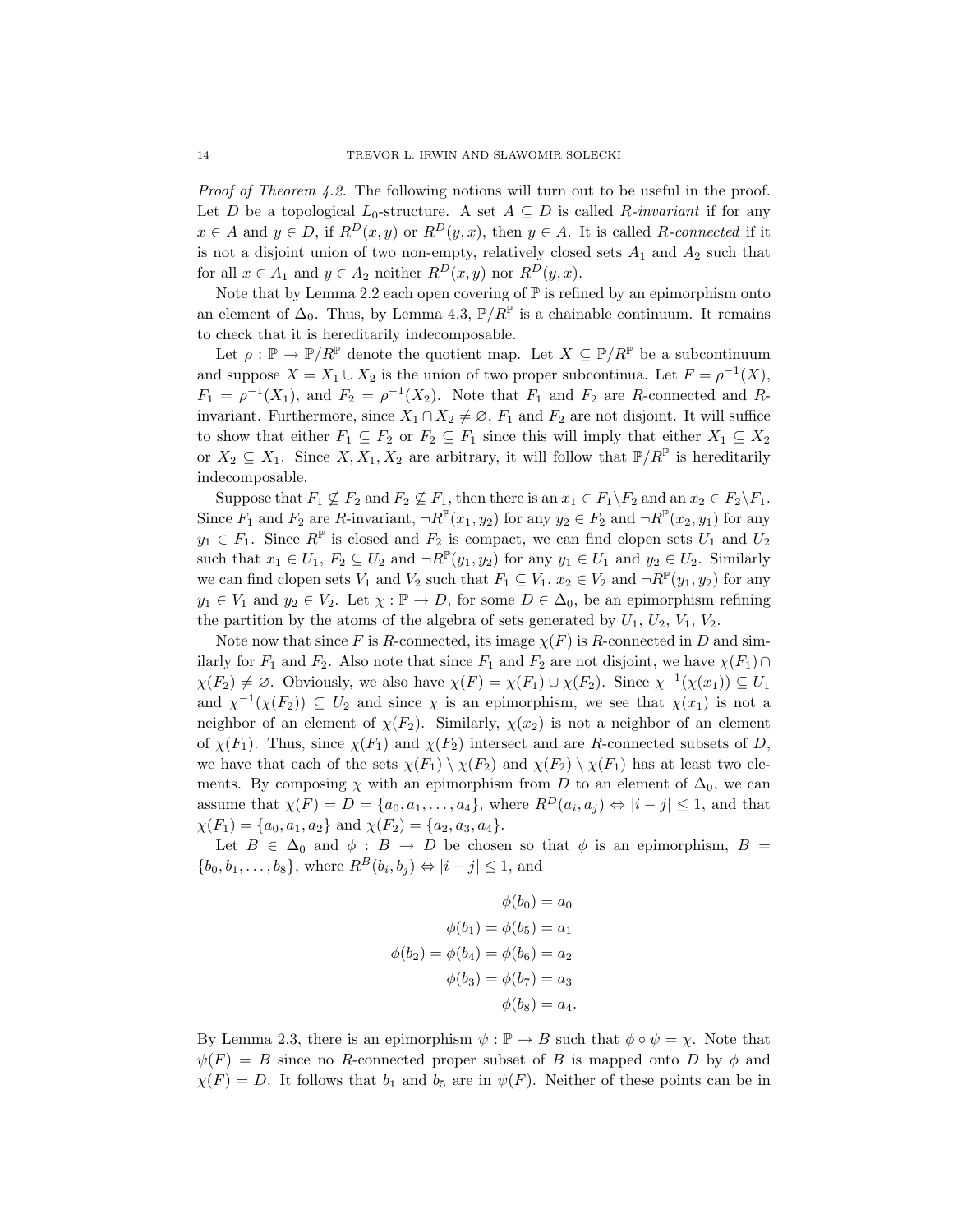*Proof of Theorem 4.2.* The following notions will turn out to be useful in the proof. Let $D$ be a topological $L_0$-structure. A set $A \subseteq D$ is called *R-invariant* if for any $x \in A$ and $y \in D$, if $R^D(x, y)$ or $R^D(y, x)$, then $y \in A$. It is called *R-connected* if it is not a disjoint union of two non-empty, relatively closed sets $A_1$ and $A_2$ such that for all $x \in A_1$ and $y \in A_2$ neither $R^D(x, y)$ nor $R^D(y, x)$.

Note that by Lemma 2.2 each open covering of $\mathbb{P}$ is refined by an epimorphism onto an element of $\Delta_0$. Thus, by Lemma 4.3, $\mathbb{P}/R^{\mathbb{P}}$ is a chainable continuum. It remains to check that it is hereditarily indecomposable.

Let $\rho : \mathbb{P} \to \mathbb{P}/R^{\mathbb{P}}$ denote the quotient map. Let $X \subseteq \mathbb{P}/R^{\mathbb{P}}$ be a subcontinuum and suppose $X = X_1 \cup X_2$ is the union of two proper subcontinua. Let $F = \rho^{-1}(X)$, $F_1 = \rho^{-1}(X_1)$, and $F_2 = \rho^{-1}(X_2)$. Note that $F_1$ and $F_2$ are $R$-connected and $R$-invariant. Furthermore, since $X_1 \cap X_2 \neq \varnothing$, $F_1$ and $F_2$ are not disjoint. It will suffice to show that either $F_1 \subseteq F_2$ or $F_2 \subseteq F_1$ since this will imply that either $X_1 \subseteq X_2$ or $X_2 \subseteq X_1$. Since $X, X_1, X_2$ are arbitrary, it will follow that $\mathbb{P}/R^{\mathbb{P}}$ is hereditarily indecomposable.

Suppose that $F_1 \not\subseteq F_2$ and $F_2 \not\subseteq F_1$, then there is an $x_1 \in F_1 \setminus F_2$ and an $x_2 \in F_2 \setminus F_1$. Since $F_1$ and $F_2$ are $R$-invariant, $\neg R^{\mathbb{P}}(x_1, y_2)$ for any $y_2 \in F_2$ and $\neg R^{\mathbb{P}}(x_2, y_1)$ for any $y_1 \in F_1$. Since $R^{\mathbb{P}}$ is closed and $F_2$ is compact, we can find clopen sets $U_1$ and $U_2$ such that $x_1 \in U_1$, $F_2 \subseteq U_2$ and $\neg R^{\mathbb{P}}(y_1, y_2)$ for any $y_1 \in U_1$ and $y_2 \in U_2$. Similarly we can find clopen sets $V_1$ and $V_2$ such that $F_1 \subseteq V_1$, $x_2 \in V_2$ and $\neg R^{\mathbb{P}}(y_1, y_2)$ for any $y_1 \in V_1$ and $y_2 \in V_2$. Let $\chi : \mathbb{P} \to D$, for some $D \in \Delta_0$, be an epimorphism refining the partition by the atoms of the algebra of sets generated by $U_1$, $U_2$, $V_1$, $V_2$.

Note now that since $F$ is $R$-connected, its image $\chi(F)$ is $R$-connected in $D$ and similarly for $F_1$ and $F_2$. Also note that since $F_1$ and $F_2$ are not disjoint, we have $\chi(F_1) \cap \chi(F_2) \neq \varnothing$. Obviously, we also have $\chi(F) = \chi(F_1) \cup \chi(F_2)$. Since $\chi^{-1}(\chi(x_1)) \subseteq U_1$ and $\chi^{-1}(\chi(F_2)) \subseteq U_2$ and since $\chi$ is an epimorphism, we see that $\chi(x_1)$ is not a neighbor of an element of $\chi(F_2)$. Similarly, $\chi(x_2)$ is not a neighbor of an element of $\chi(F_1)$. Thus, since $\chi(F_1)$ and $\chi(F_2)$ intersect and are $R$-connected subsets of $D$, we have that each of the sets $\chi(F_1) \setminus \chi(F_2)$ and $\chi(F_2) \setminus \chi(F_1)$ has at least two elements. By composing $\chi$ with an epimorphism from $D$ to an element of $\Delta_0$, we can assume that $\chi(F) = D = \{a_0, a_1, \ldots, a_4\}$, where $R^D(a_i, a_j) \Leftrightarrow |i - j| \leq 1$, and that $\chi(F_1) = \{a_0, a_1, a_2\}$ and $\chi(F_2) = \{a_2, a_3, a_4\}$.

Let $B \in \Delta_0$ and $\phi : B \to D$ be chosen so that $\phi$ is an epimorphism, $B = \{b_0, b_1, \ldots, b_8\}$, where $R^B(b_i, b_j) \Leftrightarrow |i - j| \leq 1$, and

$$
\begin{aligned}
\phi(b_0) &= a_0 \\
\phi(b_1) = \phi(b_5) &= a_1 \\
\phi(b_2) = \phi(b_4) = \phi(b_6) &= a_2 \\
\phi(b_3) = \phi(b_7) &= a_3 \\
\phi(b_8) &= a_4.
\end{aligned}
$$

By Lemma 2.3, there is an epimorphism $\psi : \mathbb{P} \to B$ such that $\phi \circ \psi = \chi$. Note that $\psi(F) = B$ since no $R$-connected proper subset of $B$ is mapped onto $D$ by $\phi$ and $\chi(F) = D$. It follows that $b_1$ and $b_5$ are in $\psi(F)$. Neither of these points can be in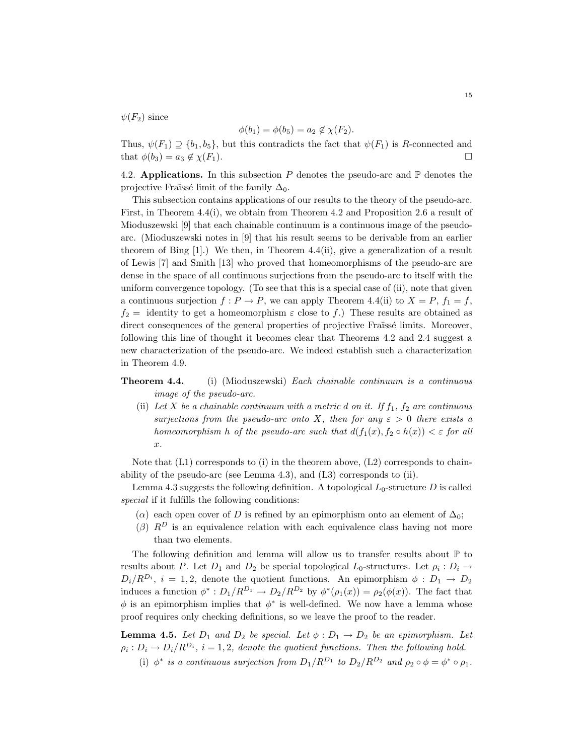$\psi(F_2)$ since

$$\phi(b_1) = \phi(b_5) = a_2 \notin \chi(F_2).$$

Thus, $\psi(F_1) \supseteq \{b_1, b_5\}$, but this contradicts the fact that $\psi(F_1)$ is $R$-connected and that $\phi(b_3) = a_3 \notin \chi(F_1)$. □

4.2. **Applications.** In this subsection $P$ denotes the pseudo-arc and $\mathbb{P}$ denotes the projective Fraïssé limit of the family $\Delta_0$.

This subsection contains applications of our results to the theory of the pseudo-arc. First, in Theorem 4.4(i), we obtain from Theorem 4.2 and Proposition 2.6 a result of Mioduszewski [9] that each chainable continuum is a continuous image of the pseudo-arc. (Mioduszewski notes in [9] that his result seems to be derivable from an earlier theorem of Bing [1].) We then, in Theorem 4.4(ii), give a generalization of a result of Lewis [7] and Smith [13] who proved that homeomorphisms of the pseudo-arc are dense in the space of all continuous surjections from the pseudo-arc to itself with the uniform convergence topology. (To see that this is a special case of (ii), note that given a continuous surjection $f : P \to P$, we can apply Theorem 4.4(ii) to $X = P$, $f_1 = f$, $f_2 =$ identity to get a homeomorphism $\varepsilon$ close to $f$.) These results are obtained as direct consequences of the general properties of projective Fraïssé limits. Moreover, following this line of thought it becomes clear that Theorems 4.2 and 2.4 suggest a new characterization of the pseudo-arc. We indeed establish such a characterization in Theorem 4.9.

**Theorem 4.4.** (i) (Mioduszewski) *Each chainable continuum is a continuous image of the pseudo-arc.*

(ii) *Let $X$ be a chainable continuum with a metric $d$ on it. If $f_1$, $f_2$ are continuous surjections from the pseudo-arc onto $X$, then for any $\varepsilon > 0$ there exists a homeomorphism $h$ of the pseudo-arc such that $d(f_1(x), f_2 \circ h(x)) < \varepsilon$ for all $x$.*

Note that (L1) corresponds to (i) in the theorem above, (L2) corresponds to chainability of the pseudo-arc (see Lemma 4.3), and (L3) corresponds to (ii).

Lemma 4.3 suggests the following definition. A topological $L_0$-structure $D$ is called *special* if it fulfills the following conditions:

($\alpha$) each open cover of $D$ is refined by an epimorphism onto an element of $\Delta_0$;

($\beta$) $R^D$ is an equivalence relation with each equivalence class having not more than two elements.

The following definition and lemma will allow us to transfer results about $\mathbb{P}$ to results about $P$. Let $D_1$ and $D_2$ be special topological $L_0$-structures. Let $\rho_i : D_i \to D_i/R^{D_i}$, $i = 1, 2$, denote the quotient functions. An epimorphism $\phi : D_1 \to D_2$ induces a function $\phi^* : D_1/R^{D_1} \to D_2/R^{D_2}$ by $\phi^*(\rho_1(x)) = \rho_2(\phi(x))$. The fact that $\phi$ is an epimorphism implies that $\phi^*$ is well-defined. We now have a lemma whose proof requires only checking definitions, so we leave the proof to the reader.

**Lemma 4.5.** *Let $D_1$ and $D_2$ be special. Let $\phi : D_1 \to D_2$ be an epimorphism. Let $\rho_i : D_i \to D_i/R^{D_i}$, $i = 1, 2$, denote the quotient functions. Then the following hold.*

(i) *$\phi^*$ is a continuous surjection from $D_1/R^{D_1}$ to $D_2/R^{D_2}$ and $\rho_2 \circ \phi = \phi^* \circ \rho_1$.*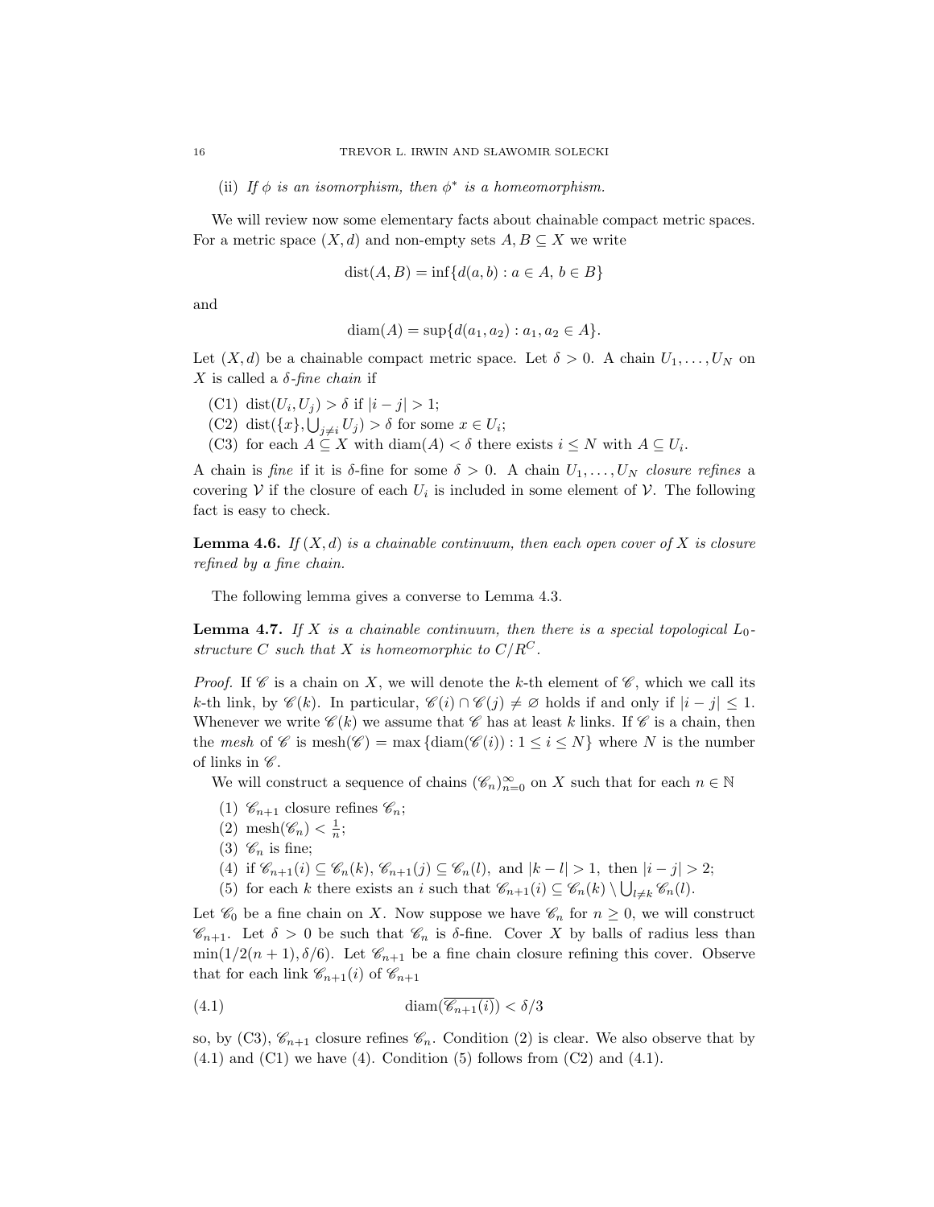(ii) *If $\phi$ is an isomorphism, then $\phi^*$ is a homeomorphism.*

We will review now some elementary facts about chainable compact metric spaces. For a metric space $(X, d)$ and non-empty sets $A, B \subseteq X$ we write

$$\mathrm{dist}(A, B) = \inf\{d(a, b) : a \in A,\ b \in B\}$$

and

$$\mathrm{diam}(A) = \sup\{d(a_1, a_2) : a_1, a_2 \in A\}.$$

Let $(X, d)$ be a chainable compact metric space. Let $\delta > 0$. A chain $U_1, \ldots, U_N$ on $X$ is called a *$\delta$-fine chain* if

(C1) $\mathrm{dist}(U_i, U_j) > \delta$ if $|i - j| > 1$;
(C2) $\mathrm{dist}(\{x\}, \bigcup_{j \neq i} U_j) > \delta$ for some $x \in U_i$;
(C3) for each $A \subseteq X$ with $\mathrm{diam}(A) < \delta$ there exists $i \leq N$ with $A \subseteq U_i$.

A chain is *fine* if it is $\delta$-fine for some $\delta > 0$. A chain $U_1, \ldots, U_N$ *closure refines* a covering $\mathcal{V}$ if the closure of each $U_i$ is included in some element of $\mathcal{V}$. The following fact is easy to check.

**Lemma 4.6.** *If $(X, d)$ is a chainable continuum, then each open cover of $X$ is closure refined by a fine chain.*

The following lemma gives a converse to Lemma 4.3.

**Lemma 4.7.** *If $X$ is a chainable continuum, then there is a special topological $L_0$-structure $C$ such that $X$ is homeomorphic to $C/R^C$.*

*Proof.* If $\mathscr{C}$ is a chain on $X$, we will denote the $k$-th element of $\mathscr{C}$, which we call its $k$-th link, by $\mathscr{C}(k)$. In particular, $\mathscr{C}(i) \cap \mathscr{C}(j) \neq \varnothing$ holds if and only if $|i - j| \leq 1$. Whenever we write $\mathscr{C}(k)$ we assume that $\mathscr{C}$ has at least $k$ links. If $\mathscr{C}$ is a chain, then the *mesh* of $\mathscr{C}$ is $\mathrm{mesh}(\mathscr{C}) = \max\{\mathrm{diam}(\mathscr{C}(i)) : 1 \leq i \leq N\}$ where $N$ is the number of links in $\mathscr{C}$.

We will construct a sequence of chains $(\mathscr{C}_n)_{n=0}^\infty$ on $X$ such that for each $n \in \mathbb{N}$

(1) $\mathscr{C}_{n+1}$ closure refines $\mathscr{C}_n$;
(2) $\mathrm{mesh}(\mathscr{C}_n) < \frac{1}{n}$;
(3) $\mathscr{C}_n$ is fine;
(4) if $\mathscr{C}_{n+1}(i) \subseteq \mathscr{C}_n(k)$, $\mathscr{C}_{n+1}(j) \subseteq \mathscr{C}_n(l)$, and $|k - l| > 1$, then $|i - j| > 2$;
(5) for each $k$ there exists an $i$ such that $\mathscr{C}_{n+1}(i) \subseteq \mathscr{C}_n(k) \setminus \bigcup_{l \neq k} \mathscr{C}_n(l)$.

Let $\mathscr{C}_0$ be a fine chain on $X$. Now suppose we have $\mathscr{C}_n$ for $n \geq 0$, we will construct $\mathscr{C}_{n+1}$. Let $\delta > 0$ be such that $\mathscr{C}_n$ is $\delta$-fine. Cover $X$ by balls of radius less than $\min(1/2(n+1), \delta/6)$. Let $\mathscr{C}_{n+1}$ be a fine chain closure refining this cover. Observe that for each link $\mathscr{C}_{n+1}(i)$ of $\mathscr{C}_{n+1}$

$$\mathrm{diam}(\overline{\mathscr{C}_{n+1}(i)}) < \delta/3 \tag{4.1}$$

so, by (C3), $\mathscr{C}_{n+1}$ closure refines $\mathscr{C}_n$. Condition (2) is clear. We also observe that by (4.1) and (C1) we have (4). Condition (5) follows from (C2) and (4.1).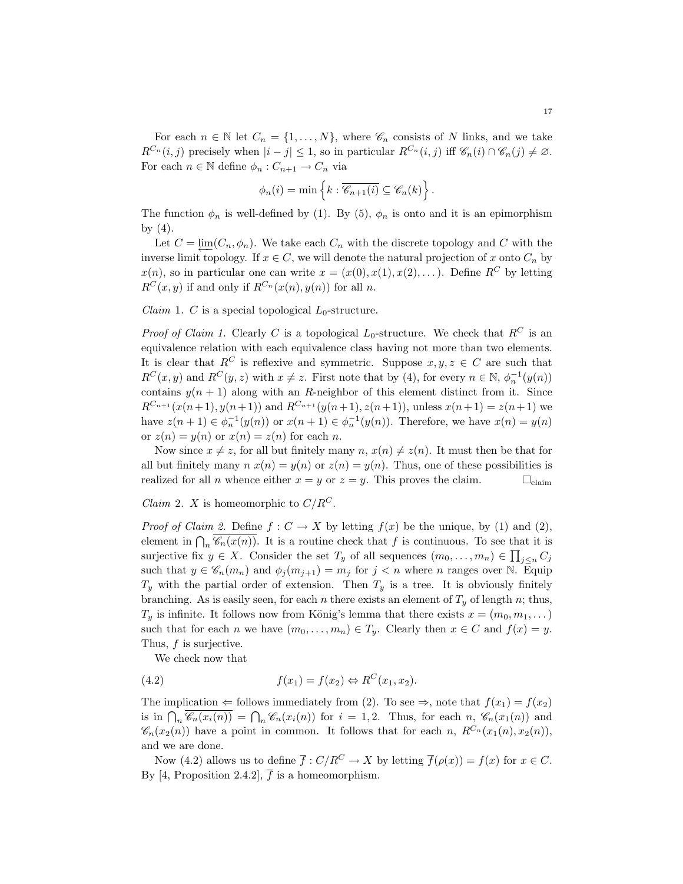For each $n \in \mathbb{N}$ let $C_n = \{1, \dots, N\}$, where $\mathscr{C}_n$ consists of $N$ links, and we take $R^{C_n}(i,j)$ precisely when $|i-j| \leq 1$, so in particular $R^{C_n}(i,j)$ iff $\mathscr{C}_n(i) \cap \mathscr{C}_n(j) \neq \varnothing$. For each $n \in \mathbb{N}$ define $\phi_n : C_{n+1} \to C_n$ via

$$\phi_n(i) = \min \left\{ k : \overline{\mathscr{C}_{n+1}(i)} \subseteq \mathscr{C}_n(k) \right\}.$$

The function $\phi_n$ is well-defined by (1). By (5), $\phi_n$ is onto and it is an epimorphism by (4).

Let $C = \varprojlim(C_n, \phi_n)$. We take each $C_n$ with the discrete topology and $C$ with the inverse limit topology. If $x \in C$, we will denote the natural projection of $x$ onto $C_n$ by $x(n)$, so in particular one can write $x = (x(0), x(1), x(2), \dots)$. Define $R^C$ by letting $R^C(x,y)$ if and only if $R^{C_n}(x(n), y(n))$ for all $n$.

*Claim* 1. $C$ is a special topological $L_0$-structure.

*Proof of Claim 1.* Clearly $C$ is a topological $L_0$-structure. We check that $R^C$ is an equivalence relation with each equivalence class having not more than two elements. It is clear that $R^C$ is reflexive and symmetric. Suppose $x, y, z \in C$ are such that $R^C(x,y)$ and $R^C(y,z)$ with $x \neq z$. First note that by (4), for every $n \in \mathbb{N}$, $\phi_n^{-1}(y(n))$ contains $y(n+1)$ along with an $R$-neighbor of this element distinct from it. Since $R^{C_{n+1}}(x(n+1), y(n+1))$ and $R^{C_{n+1}}(y(n+1), z(n+1))$, unless $x(n+1) = z(n+1)$ we have $z(n+1) \in \phi_n^{-1}(y(n))$ or $x(n+1) \in \phi_n^{-1}(y(n))$. Therefore, we have $x(n) = y(n)$ or $z(n) = y(n)$ or $x(n) = z(n)$ for each $n$.

Now since $x \neq z$, for all but finitely many $n$, $x(n) \neq z(n)$. It must then be that for all but finitely many $n$ $x(n) = y(n)$ or $z(n) = y(n)$. Thus, one of these possibilities is realized for all $n$ whence either $x = y$ or $z = y$. This proves the claim. $\square_{\text{claim}}$

*Claim* 2. $X$ is homeomorphic to $C/R^C$.

*Proof of Claim 2.* Define $f : C \to X$ by letting $f(x)$ be the unique, by (1) and (2), element in $\bigcap_n \overline{\mathscr{C}_n(x(n))}$. It is a routine check that $f$ is continuous. To see that it is surjective fix $y \in X$. Consider the set $T_y$ of all sequences $(m_0, \dots, m_n) \in \prod_{j \leq n} C_j$ such that $y \in \mathscr{C}_n(m_n)$ and $\phi_j(m_{j+1}) = m_j$ for $j < n$ where $n$ ranges over $\mathbb{N}$. Equip $T_y$ with the partial order of extension. Then $T_y$ is a tree. It is obviously finitely branching. As is easily seen, for each $n$ there exists an element of $T_y$ of length $n$; thus, $T_y$ is infinite. It follows now from König's lemma that there exists $x = (m_0, m_1, \dots)$ such that for each $n$ we have $(m_0, \dots, m_n) \in T_y$. Clearly then $x \in C$ and $f(x) = y$. Thus, $f$ is surjective.

We check now that

$$f(x_1) = f(x_2) \Leftrightarrow R^C(x_1, x_2). \tag{4.2}$$

The implication $\Leftarrow$ follows immediately from (2). To see $\Rightarrow$, note that $f(x_1) = f(x_2)$ is in $\bigcap_n \overline{\mathscr{C}_n(x_i(n))} = \bigcap_n \mathscr{C}_n(x_i(n))$ for $i = 1, 2$. Thus, for each $n$, $\mathscr{C}_n(x_1(n))$ and $\mathscr{C}_n(x_2(n))$ have a point in common. It follows that for each $n$, $R^{C_n}(x_1(n), x_2(n))$, and we are done.

Now (4.2) allows us to define $\overline{f} : C/R^C \to X$ by letting $\overline{f}(\rho(x)) = f(x)$ for $x \in C$. By [4, Proposition 2.4.2], $\overline{f}$ is a homeomorphism.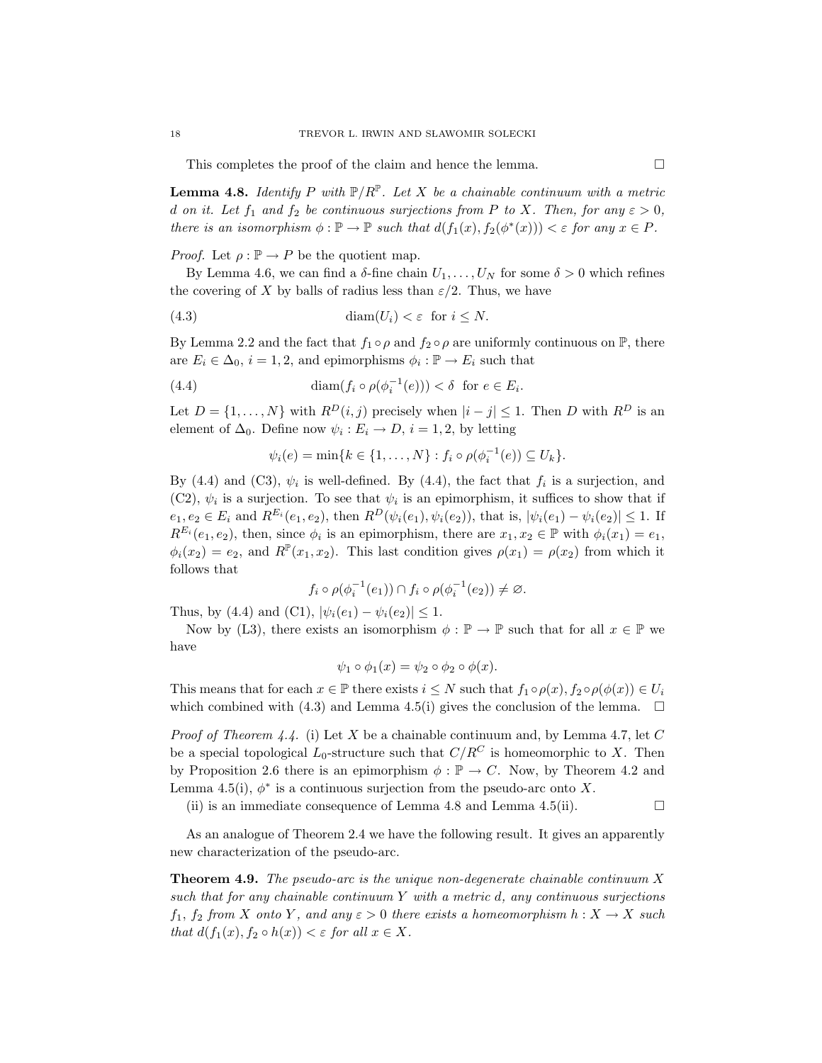This completes the proof of the claim and hence the lemma. $\square$

**Lemma 4.8.** *Identify $P$ with $\mathbb{P}/R^{\mathbb{P}}$. Let $X$ be a chainable continuum with a metric $d$ on it. Let $f_1$ and $f_2$ be continuous surjections from $P$ to $X$. Then, for any $\varepsilon > 0$, there is an isomorphism $\phi : \mathbb{P} \to \mathbb{P}$ such that $d(f_1(x), f_2(\phi^*(x))) < \varepsilon$ for any $x \in P$.*

*Proof.* Let $\rho : \mathbb{P} \to P$ be the quotient map.

By Lemma 4.6, we can find a $\delta$-fine chain $U_1, \ldots, U_N$ for some $\delta > 0$ which refines the covering of $X$ by balls of radius less than $\varepsilon/2$. Thus, we have

$$\text{diam}(U_i) < \varepsilon \;\text{ for } i \leq N. \tag{4.3}$$

By Lemma 2.2 and the fact that $f_1 \circ \rho$ and $f_2 \circ \rho$ are uniformly continuous on $\mathbb{P}$, there are $E_i \in \Delta_0$, $i = 1, 2$, and epimorphisms $\phi_i : \mathbb{P} \to E_i$ such that

$$\text{diam}(f_i \circ \rho(\phi_i^{-1}(e))) < \delta \;\text{ for } e \in E_i. \tag{4.4}$$

Let $D = \{1, \ldots, N\}$ with $R^D(i,j)$ precisely when $|i - j| \leq 1$. Then $D$ with $R^D$ is an element of $\Delta_0$. Define now $\psi_i : E_i \to D$, $i = 1, 2$, by letting

$$\psi_i(e) = \min\{k \in \{1, \ldots, N\} : f_i \circ \rho(\phi_i^{-1}(e)) \subseteq U_k\}.$$

By (4.4) and (C3), $\psi_i$ is well-defined. By (4.4), the fact that $f_i$ is a surjection, and (C2), $\psi_i$ is a surjection. To see that $\psi_i$ is an epimorphism, it suffices to show that if $e_1, e_2 \in E_i$ and $R^{E_i}(e_1, e_2)$, then $R^D(\psi_i(e_1), \psi_i(e_2))$, that is, $|\psi_i(e_1) - \psi_i(e_2)| \leq 1$. If $R^{E_i}(e_1, e_2)$, then, since $\phi_i$ is an epimorphism, there are $x_1, x_2 \in \mathbb{P}$ with $\phi_i(x_1) = e_1$, $\phi_i(x_2) = e_2$, and $R^{\mathbb{P}}(x_1, x_2)$. This last condition gives $\rho(x_1) = \rho(x_2)$ from which it follows that

$$f_i \circ \rho(\phi_i^{-1}(e_1)) \cap f_i \circ \rho(\phi_i^{-1}(e_2)) \neq \varnothing.$$

Thus, by (4.4) and (C1), $|\psi_i(e_1) - \psi_i(e_2)| \leq 1$.

Now by (L3), there exists an isomorphism $\phi : \mathbb{P} \to \mathbb{P}$ such that for all $x \in \mathbb{P}$ we have

$$\psi_1 \circ \phi_1(x) = \psi_2 \circ \phi_2 \circ \phi(x).$$

This means that for each $x \in \mathbb{P}$ there exists $i \leq N$ such that $f_1 \circ \rho(x), f_2 \circ \rho(\phi(x)) \in U_i$ which combined with (4.3) and Lemma 4.5(i) gives the conclusion of the lemma. $\square$

*Proof of Theorem 4.4.* (i) Let $X$ be a chainable continuum and, by Lemma 4.7, let $C$ be a special topological $L_0$-structure such that $C/R^C$ is homeomorphic to $X$. Then by Proposition 2.6 there is an epimorphism $\phi : \mathbb{P} \to C$. Now, by Theorem 4.2 and Lemma 4.5(i), $\phi^*$ is a continuous surjection from the pseudo-arc onto $X$.

(ii) is an immediate consequence of Lemma 4.8 and Lemma 4.5(ii). $\square$

As an analogue of Theorem 2.4 we have the following result. It gives an apparently new characterization of the pseudo-arc.

**Theorem 4.9.** *The pseudo-arc is the unique non-degenerate chainable continuum $X$ such that for any chainable continuum $Y$ with a metric $d$, any continuous surjections $f_1$, $f_2$ from $X$ onto $Y$, and any $\varepsilon > 0$ there exists a homeomorphism $h : X \to X$ such that $d(f_1(x), f_2 \circ h(x)) < \varepsilon$ for all $x \in X$.*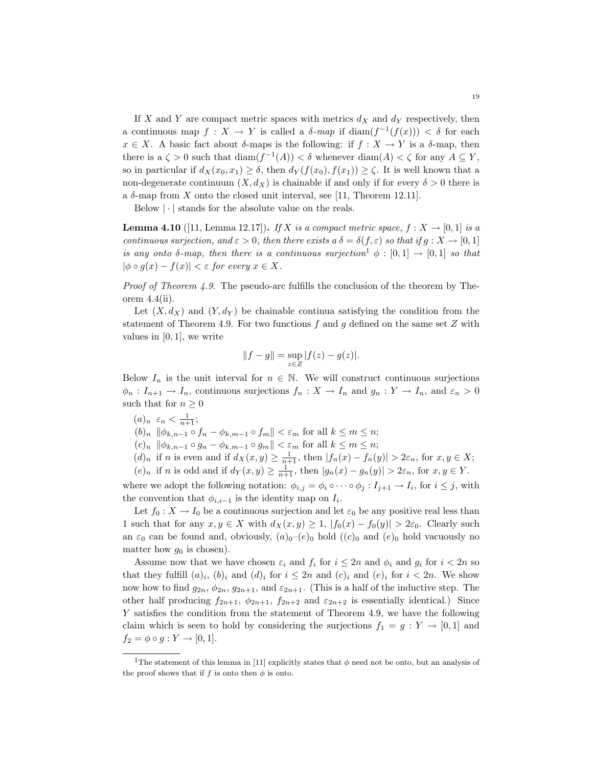If $X$ and $Y$ are compact metric spaces with metrics $d_X$ and $d_Y$ respectively, then a continuous map $f : X \to Y$ is called a *$\delta$-map* if $\mathrm{diam}(f^{-1}(f(x))) < \delta$ for each $x \in X$. A basic fact about $\delta$-maps is the following: if $f : X \to Y$ is a $\delta$-map, then there is a $\zeta > 0$ such that $\mathrm{diam}(f^{-1}(A)) < \delta$ whenever $\mathrm{diam}(A) < \zeta$ for any $A \subseteq Y$, so in particular if $d_X(x_0, x_1) \geq \delta$, then $d_Y(f(x_0), f(x_1)) \geq \zeta$. It is well known that a non-degenerate continuum $(X, d_X)$ is chainable if and only if for every $\delta > 0$ there is a $\delta$-map from $X$ onto the closed unit interval, see [11, Theorem 12.11].

Below $|\cdot|$ stands for the absolute value on the reals.

**Lemma 4.10** ([11, Lemma 12.17]). *If $X$ is a compact metric space, $f : X \to [0,1]$ is a continuous surjection, and $\varepsilon > 0$, then there exists a $\delta = \delta(f, \varepsilon)$ so that if $g : X \to [0,1]$ is any onto $\delta$-map, then there is a continuous surjection*[1] *$\phi : [0,1] \to [0,1]$ so that $|\phi \circ g(x) - f(x)| < \varepsilon$ for every $x \in X$.*

*Proof of Theorem 4.9.* The pseudo-arc fulfills the conclusion of the theorem by Theorem 4.4(ii).

Let $(X, d_X)$ and $(Y, d_Y)$ be chainable continua satisfying the condition from the statement of Theorem 4.9. For two functions $f$ and $g$ defined on the same set $Z$ with values in $[0,1]$, we write

$$\|f - g\| = \sup_{z \in Z} |f(z) - g(z)|.$$

Below $I_n$ is the unit interval for $n \in \mathbb{N}$. We will construct continuous surjections $\phi_n : I_{n+1} \to I_n$, continuous surjections $f_n : X \to I_n$ and $g_n : Y \to I_n$, and $\varepsilon_n > 0$ such that for $n \geq 0$

$(a)_n$ $\varepsilon_n < \frac{1}{n+1}$;
$(b)_n$ $\|\phi_{k,n-1} \circ f_n - \phi_{k,m-1} \circ f_m\| < \varepsilon_m$ for all $k \leq m \leq n$;
$(c)_n$ $\|\phi_{k,n-1} \circ g_n - \phi_{k,m-1} \circ g_m\| < \varepsilon_m$ for all $k \leq m \leq n$;
$(d)_n$ if $n$ is even and if $d_X(x,y) \geq \frac{1}{n+1}$, then $|f_n(x) - f_n(y)| > 2\varepsilon_n$, for $x, y \in X$;
$(e)_n$ if $n$ is odd and if $d_Y(x,y) \geq \frac{1}{n+1}$, then $|g_n(x) - g_n(y)| > 2\varepsilon_n$, for $x, y \in Y$.

where we adopt the following notation: $\phi_{i,j} = \phi_i \circ \cdots \circ \phi_j : I_{j+1} \to I_i$, for $i \leq j$, with the convention that $\phi_{i,i-1}$ is the identity map on $I_i$.

Let $f_0 : X \to I_0$ be a continuous surjection and let $\varepsilon_0$ be any positive real less than 1 such that for any $x, y \in X$ with $d_X(x,y) \geq 1$, $|f_0(x) - f_0(y)| > 2\varepsilon_0$. Clearly such an $\varepsilon_0$ can be found and, obviously, $(a)_0$–$(e)_0$ hold ($(c)_0$ and $(e)_0$ hold vacuously no matter how $g_0$ is chosen).

Assume now that we have chosen $\varepsilon_i$ and $f_i$ for $i \leq 2n$ and $\phi_i$ and $g_i$ for $i < 2n$ so that they fulfill $(a)_i$, $(b)_i$ and $(d)_i$ for $i \leq 2n$ and $(c)_i$ and $(e)_i$ for $i < 2n$. We show now how to find $g_{2n}$, $\phi_{2n}$, $g_{2n+1}$, and $\varepsilon_{2n+1}$. (This is a half of the inductive step. The other half producing $f_{2n+1}$, $\phi_{2n+1}$, $f_{2n+2}$ and $\varepsilon_{2n+2}$ is essentially identical.) Since $Y$ satisfies the condition from the statement of Theorem 4.9, we have the following claim which is seen to hold by considering the surjections $f_1 = g : Y \to [0,1]$ and $f_2 = \phi \circ g : Y \to [0,1]$.

---

[1] The statement of this lemma in [11] explicitly states that $\phi$ need not be onto, but an analysis of the proof shows that if $f$ is onto then $\phi$ is onto.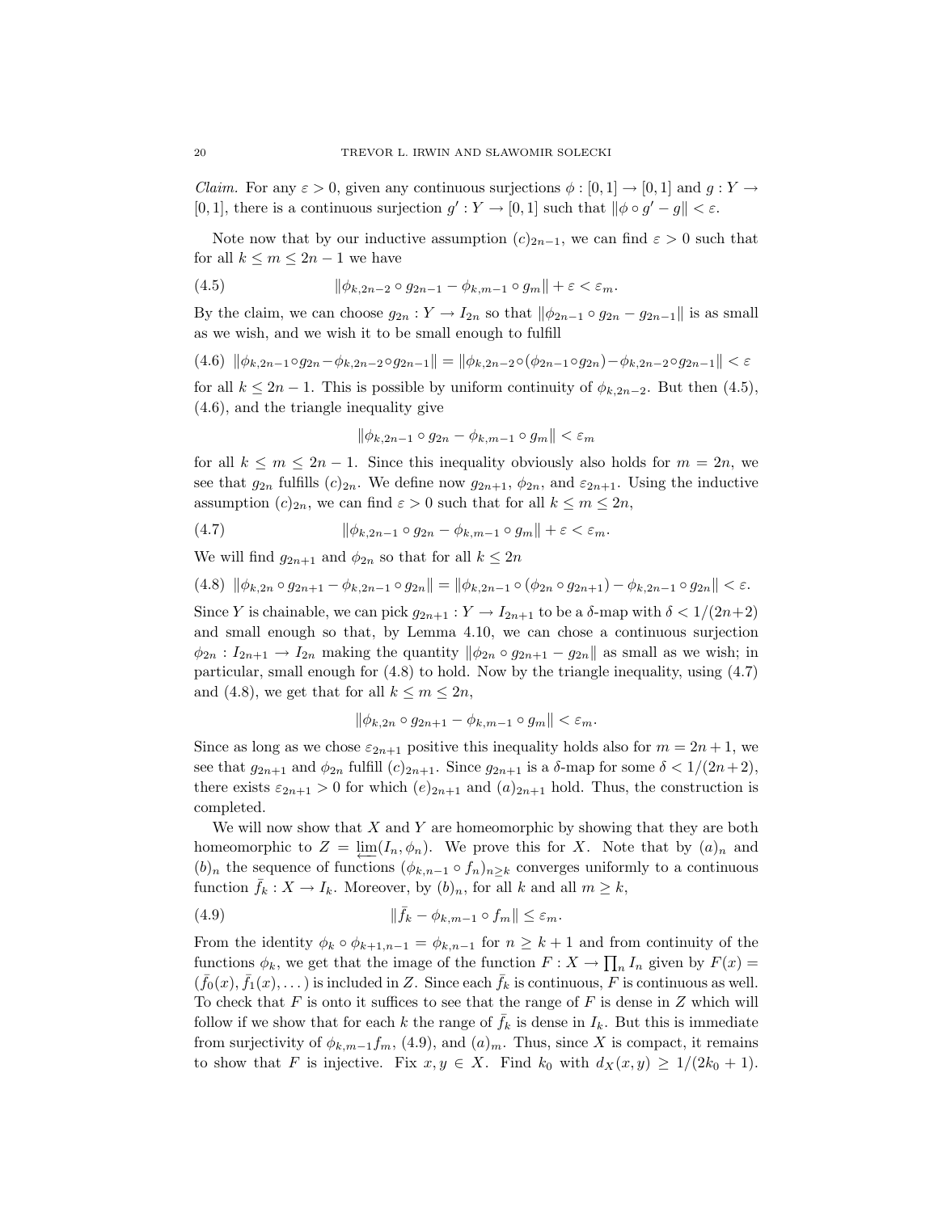*Claim.* For any $\varepsilon > 0$, given any continuous surjections $\phi : [0,1] \to [0,1]$ and $g : Y \to [0,1]$, there is a continuous surjection $g' : Y \to [0,1]$ such that $\|\phi \circ g' - g\| < \varepsilon$.

Note now that by our inductive assumption $(c)_{2n-1}$, we can find $\varepsilon > 0$ such that for all $k \le m \le 2n-1$ we have

$$\|\phi_{k,2n-2} \circ g_{2n-1} - \phi_{k,m-1} \circ g_m\| + \varepsilon < \varepsilon_m. \tag{4.5}$$

By the claim, we can choose $g_{2n} : Y \to I_{2n}$ so that $\|\phi_{2n-1} \circ g_{2n} - g_{2n-1}\|$ is as small as we wish, and we wish it to be small enough to fulfill

$$\|\phi_{k,2n-1} \circ g_{2n} - \phi_{k,2n-2} \circ g_{2n-1}\| = \|\phi_{k,2n-2} \circ (\phi_{2n-1} \circ g_{2n}) - \phi_{k,2n-2} \circ g_{2n-1}\| < \varepsilon \tag{4.6}$$

for all $k \le 2n-1$. This is possible by uniform continuity of $\phi_{k,2n-2}$. But then (4.5), (4.6), and the triangle inequality give

$$\|\phi_{k,2n-1} \circ g_{2n} - \phi_{k,m-1} \circ g_m\| < \varepsilon_m$$

for all $k \le m \le 2n-1$. Since this inequality obviously also holds for $m = 2n$, we see that $g_{2n}$ fulfills $(c)_{2n}$. We define now $g_{2n+1}$, $\phi_{2n}$, and $\varepsilon_{2n+1}$. Using the inductive assumption $(c)_{2n}$, we can find $\varepsilon > 0$ such that for all $k \le m \le 2n$,

$$\|\phi_{k,2n-1} \circ g_{2n} - \phi_{k,m-1} \circ g_m\| + \varepsilon < \varepsilon_m. \tag{4.7}$$

We will find $g_{2n+1}$ and $\phi_{2n}$ so that for all $k \le 2n$

$$\|\phi_{k,2n} \circ g_{2n+1} - \phi_{k,2n-1} \circ g_{2n}\| = \|\phi_{k,2n-1} \circ (\phi_{2n} \circ g_{2n+1}) - \phi_{k,2n-1} \circ g_{2n}\| < \varepsilon. \tag{4.8}$$

Since $Y$ is chainable, we can pick $g_{2n+1} : Y \to I_{2n+1}$ to be a $\delta$-map with $\delta < 1/(2n+2)$ and small enough so that, by Lemma 4.10, we can chose a continuous surjection $\phi_{2n} : I_{2n+1} \to I_{2n}$ making the quantity $\|\phi_{2n} \circ g_{2n+1} - g_{2n}\|$ as small as we wish; in particular, small enough for (4.8) to hold. Now by the triangle inequality, using (4.7) and (4.8), we get that for all $k \le m \le 2n$,

$$\|\phi_{k,2n} \circ g_{2n+1} - \phi_{k,m-1} \circ g_m\| < \varepsilon_m.$$

Since as long as we chose $\varepsilon_{2n+1}$ positive this inequality holds also for $m = 2n+1$, we see that $g_{2n+1}$ and $\phi_{2n}$ fulfill $(c)_{2n+1}$. Since $g_{2n+1}$ is a $\delta$-map for some $\delta < 1/(2n+2)$, there exists $\varepsilon_{2n+1} > 0$ for which $(e)_{2n+1}$ and $(a)_{2n+1}$ hold. Thus, the construction is completed.

We will now show that $X$ and $Y$ are homeomorphic by showing that they are both homeomorphic to $Z = \varprojlim(I_n, \phi_n)$. We prove this for $X$. Note that by $(a)_n$ and $(b)_n$ the sequence of functions $(\phi_{k,n-1} \circ f_n)_{n \ge k}$ converges uniformly to a continuous function $\bar{f}_k : X \to I_k$. Moreover, by $(b)_n$, for all $k$ and all $m \ge k$,

$$\|\bar{f}_k - \phi_{k,m-1} \circ f_m\| \le \varepsilon_m. \tag{4.9}$$

From the identity $\phi_k \circ \phi_{k+1,n-1} = \phi_{k,n-1}$ for $n \ge k+1$ and from continuity of the functions $\phi_k$, we get that the image of the function $F : X \to \prod_n I_n$ given by $F(x) = (\bar{f}_0(x), \bar{f}_1(x), \dots)$ is included in $Z$. Since each $\bar{f}_k$ is continuous, $F$ is continuous as well. To check that $F$ is onto it suffices to see that the range of $F$ is dense in $Z$ which will follow if we show that for each $k$ the range of $\bar{f}_k$ is dense in $I_k$. But this is immediate from surjectivity of $\phi_{k,m-1} f_m$, (4.9), and $(a)_m$. Thus, since $X$ is compact, it remains to show that $F$ is injective. Fix $x, y \in X$. Find $k_0$ with $d_X(x,y) \ge 1/(2k_0+1)$.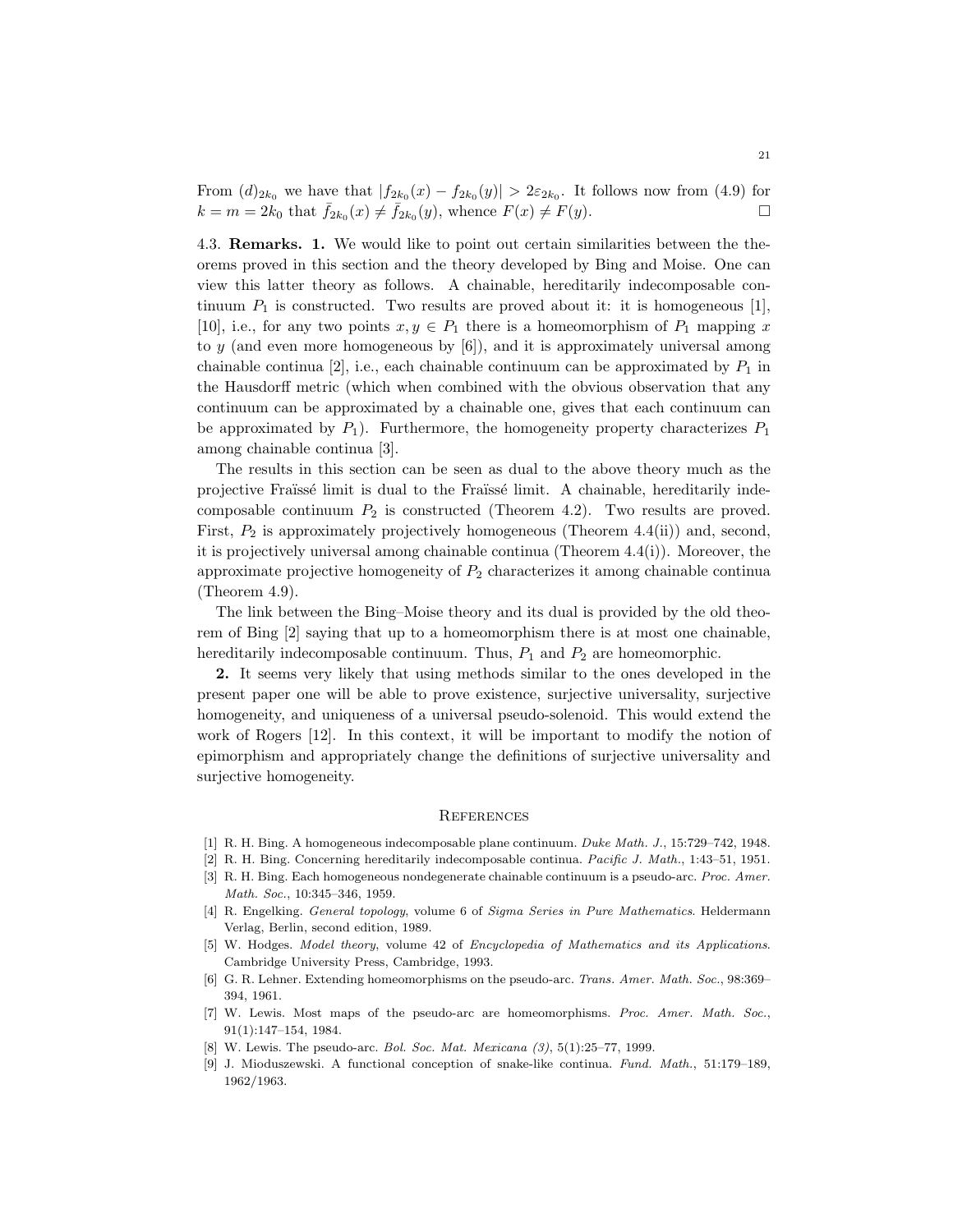From $(d)_{2k_0}$ we have that $|f_{2k_0}(x) - f_{2k_0}(y)| > 2\varepsilon_{2k_0}$. It follows now from (4.9) for $k = m = 2k_0$ that $\bar{f}_{2k_0}(x) \neq \bar{f}_{2k_0}(y)$, whence $F(x) \neq F(y)$. $\square$

4.3. **Remarks. 1.** We would like to point out certain similarities between the theorems proved in this section and the theory developed by Bing and Moise. One can view this latter theory as follows. A chainable, hereditarily indecomposable continuum $P_1$ is constructed. Two results are proved about it: it is homogeneous [1], [10], i.e., for any two points $x, y \in P_1$ there is a homeomorphism of $P_1$ mapping $x$ to $y$ (and even more homogeneous by [6]), and it is approximately universal among chainable continua [2], i.e., each chainable continuum can be approximated by $P_1$ in the Hausdorff metric (which when combined with the obvious observation that any continuum can be approximated by a chainable one, gives that each continuum can be approximated by $P_1$). Furthermore, the homogeneity property characterizes $P_1$ among chainable continua [3].

The results in this section can be seen as dual to the above theory much as the projective Fraïssé limit is dual to the Fraïssé limit. A chainable, hereditarily indecomposable continuum $P_2$ is constructed (Theorem 4.2). Two results are proved. First, $P_2$ is approximately projectively homogeneous (Theorem 4.4(ii)) and, second, it is projectively universal among chainable continua (Theorem 4.4(i)). Moreover, the approximate projective homogeneity of $P_2$ characterizes it among chainable continua (Theorem 4.9).

The link between the Bing–Moise theory and its dual is provided by the old theorem of Bing [2] saying that up to a homeomorphism there is at most one chainable, hereditarily indecomposable continuum. Thus, $P_1$ and $P_2$ are homeomorphic.

**2.** It seems very likely that using methods similar to the ones developed in the present paper one will be able to prove existence, surjective universality, surjective homogeneity, and uniqueness of a universal pseudo-solenoid. This would extend the work of Rogers [12]. In this context, it will be important to modify the notion of epimorphism and appropriately change the definitions of surjective universality and surjective homogeneity.

## References

[1] R. H. Bing. A homogeneous indecomposable plane continuum. *Duke Math. J.*, 15:729–742, 1948.

[2] R. H. Bing. Concerning hereditarily indecomposable continua. *Pacific J. Math.*, 1:43–51, 1951.

[3] R. H. Bing. Each homogeneous nondegenerate chainable continuum is a pseudo-arc. *Proc. Amer. Math. Soc.*, 10:345–346, 1959.

[4] R. Engelking. *General topology*, volume 6 of *Sigma Series in Pure Mathematics*. Heldermann Verlag, Berlin, second edition, 1989.

[5] W. Hodges. *Model theory*, volume 42 of *Encyclopedia of Mathematics and its Applications*. Cambridge University Press, Cambridge, 1993.

[6] G. R. Lehner. Extending homeomorphisms on the pseudo-arc. *Trans. Amer. Math. Soc.*, 98:369–394, 1961.

[7] W. Lewis. Most maps of the pseudo-arc are homeomorphisms. *Proc. Amer. Math. Soc.*, 91(1):147–154, 1984.

[8] W. Lewis. The pseudo-arc. *Bol. Soc. Mat. Mexicana (3)*, 5(1):25–77, 1999.

[9] J. Mioduszewski. A functional conception of snake-like continua. *Fund. Math.*, 51:179–189, 1962/1963.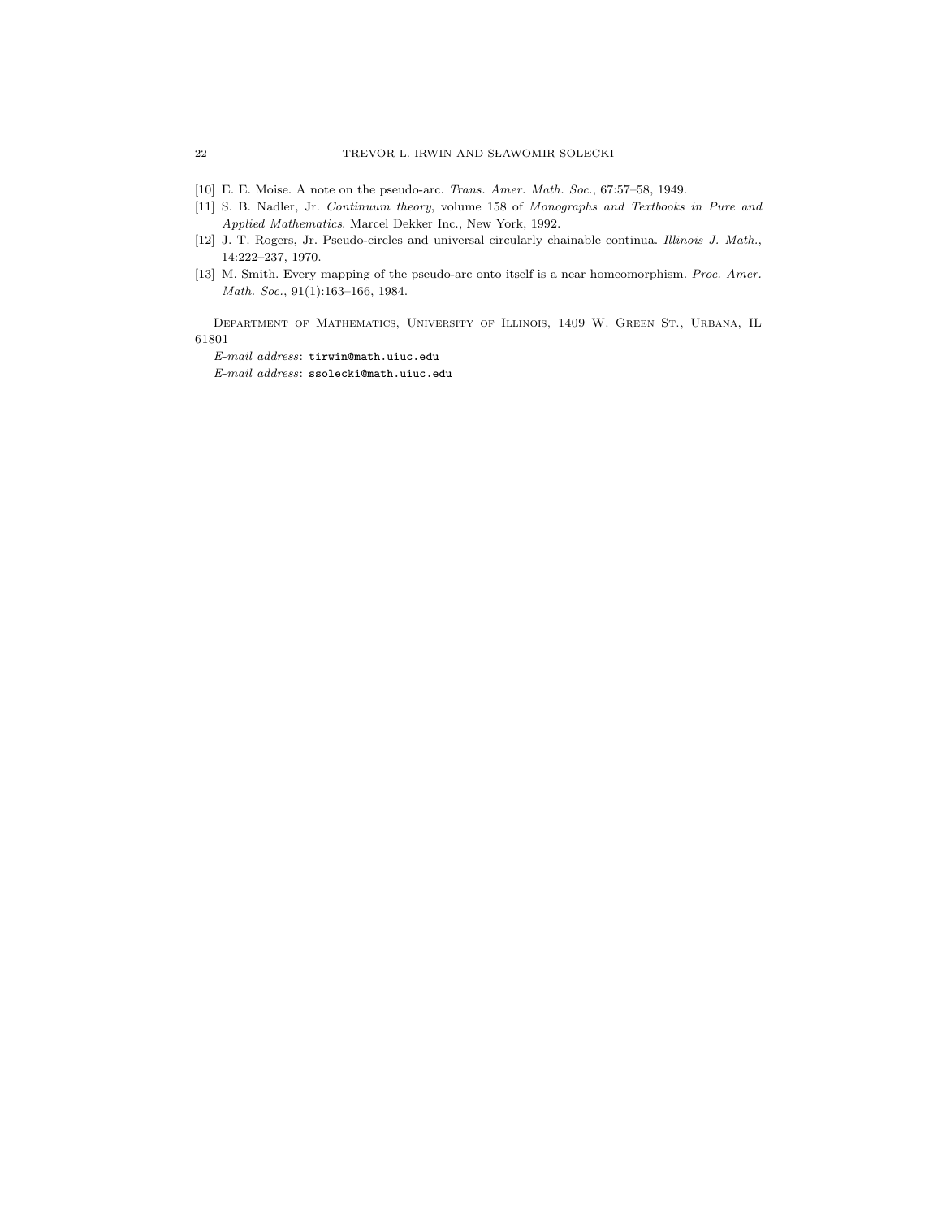[10] E. E. Moise. A note on the pseudo-arc. *Trans. Amer. Math. Soc.*, 67:57–58, 1949.

[11] S. B. Nadler, Jr. *Continuum theory*, volume 158 of *Monographs and Textbooks in Pure and Applied Mathematics*. Marcel Dekker Inc., New York, 1992.

[12] J. T. Rogers, Jr. Pseudo-circles and universal circularly chainable continua. *Illinois J. Math.*, 14:222–237, 1970.

[13] M. Smith. Every mapping of the pseudo-arc onto itself is a near homeomorphism. *Proc. Amer. Math. Soc.*, 91(1):163–166, 1984.

Department of Mathematics, University of Illinois, 1409 W. Green St., Urbana, IL 61801

*E-mail address*: tirwin@math.uiuc.edu

*E-mail address*: ssolecki@math.uiuc.edu